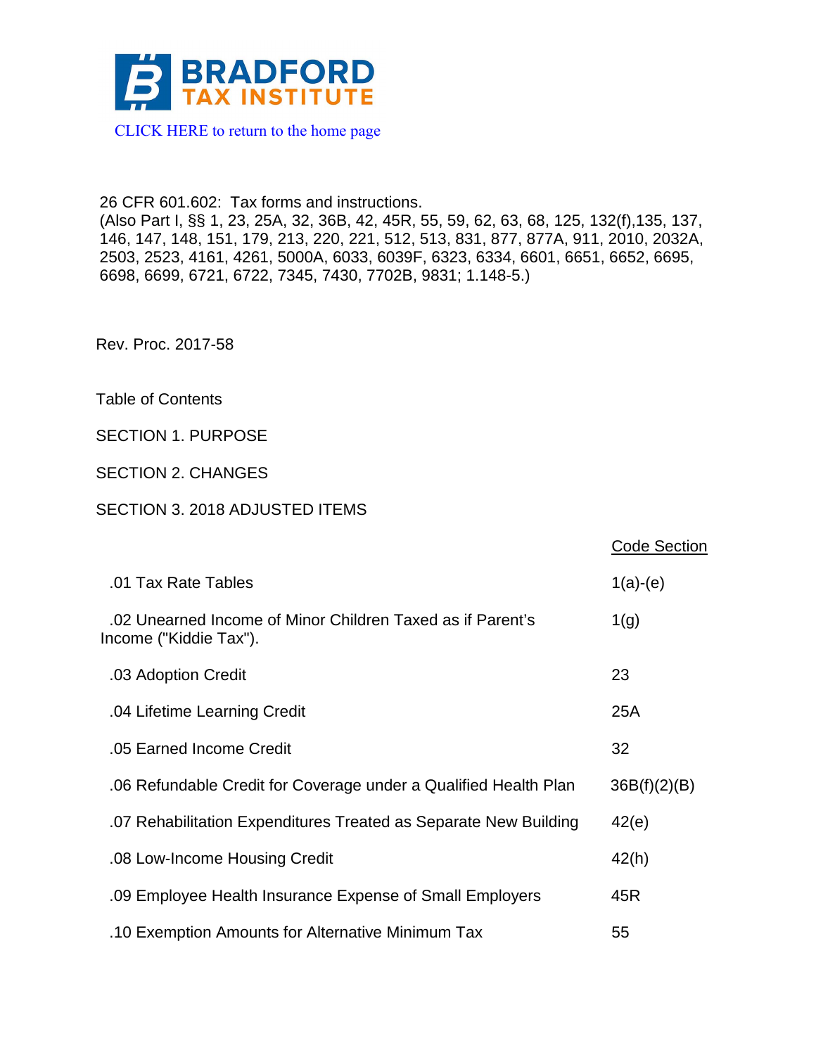BRADFORD TAX INSTITUTE

CLICK HERE to return to the home page

26 CFR 601.602: Tax forms and instructions.
(Also Part I, §§ 1, 23, 25A, 32, 36B, 42, 45R, 55, 59, 62, 63, 68, 125, 132(f),135, 137, 146, 147, 148, 151, 179, 213, 220, 221, 512, 513, 831, 877, 877A, 911, 2010, 2032A, 2503, 2523, 4161, 4261, 5000A, 6033, 6039F, 6323, 6334, 6601, 6651, 6652, 6695, 6698, 6699, 6721, 6722, 7345, 7430, 7702B, 9831; 1.148-5.)

Rev. Proc. 2017-58

Table of Contents

SECTION 1. PURPOSE

SECTION 2. CHANGES

SECTION 3. 2018 ADJUSTED ITEMS

| | Code Section |
|---|---|
| .01 Tax Rate Tables | 1(a)-(e) |
| .02 Unearned Income of Minor Children Taxed as if Parent's Income ("Kiddie Tax"). | 1(g) |
| .03 Adoption Credit | 23 |
| .04 Lifetime Learning Credit | 25A |
| .05 Earned Income Credit | 32 |
| .06 Refundable Credit for Coverage under a Qualified Health Plan | 36B(f)(2)(B) |
| .07 Rehabilitation Expenditures Treated as Separate New Building | 42(e) |
| .08 Low-Income Housing Credit | 42(h) |
| .09 Employee Health Insurance Expense of Small Employers | 45R |
| .10 Exemption Amounts for Alternative Minimum Tax | 55 |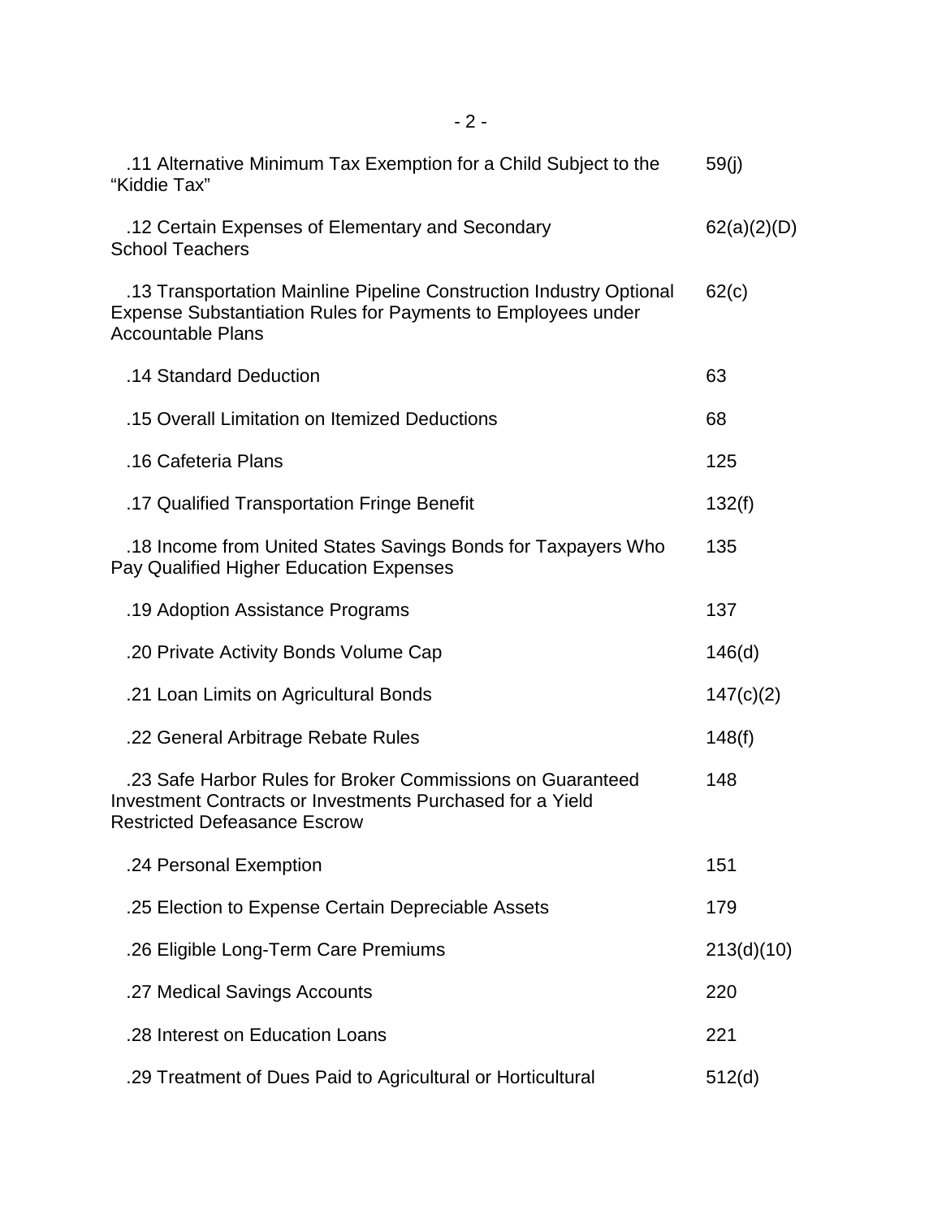| | |
|---|---|
| .11 Alternative Minimum Tax Exemption for a Child Subject to the "Kiddie Tax" | 59(j) |
| .12 Certain Expenses of Elementary and Secondary School Teachers | 62(a)(2)(D) |
| .13 Transportation Mainline Pipeline Construction Industry Optional Expense Substantiation Rules for Payments to Employees under Accountable Plans | 62(c) |
| .14 Standard Deduction | 63 |
| .15 Overall Limitation on Itemized Deductions | 68 |
| .16 Cafeteria Plans | 125 |
| .17 Qualified Transportation Fringe Benefit | 132(f) |
| .18 Income from United States Savings Bonds for Taxpayers Who Pay Qualified Higher Education Expenses | 135 |
| .19 Adoption Assistance Programs | 137 |
| .20 Private Activity Bonds Volume Cap | 146(d) |
| .21 Loan Limits on Agricultural Bonds | 147(c)(2) |
| .22 General Arbitrage Rebate Rules | 148(f) |
| .23 Safe Harbor Rules for Broker Commissions on Guaranteed Investment Contracts or Investments Purchased for a Yield Restricted Defeasance Escrow | 148 |
| .24 Personal Exemption | 151 |
| .25 Election to Expense Certain Depreciable Assets | 179 |
| .26 Eligible Long-Term Care Premiums | 213(d)(10) |
| .27 Medical Savings Accounts | 220 |
| .28 Interest on Education Loans | 221 |
| .29 Treatment of Dues Paid to Agricultural or Horticultural | 512(d) |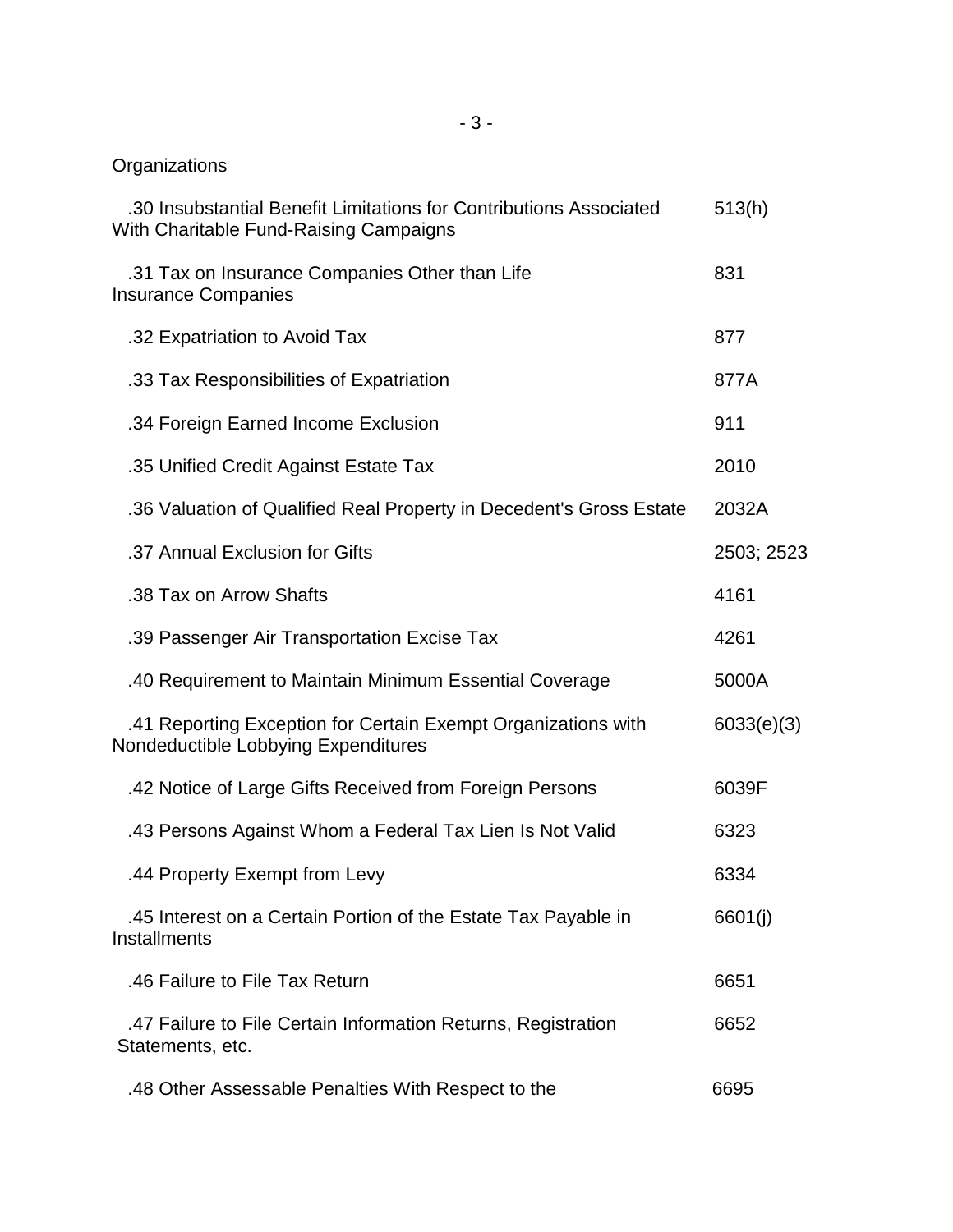Organizations

| | |
|---|---|
| .30 Insubstantial Benefit Limitations for Contributions Associated With Charitable Fund-Raising Campaigns | 513(h) |
| .31 Tax on Insurance Companies Other than Life Insurance Companies | 831 |
| .32 Expatriation to Avoid Tax | 877 |
| .33 Tax Responsibilities of Expatriation | 877A |
| .34 Foreign Earned Income Exclusion | 911 |
| .35 Unified Credit Against Estate Tax | 2010 |
| .36 Valuation of Qualified Real Property in Decedent's Gross Estate | 2032A |
| .37 Annual Exclusion for Gifts | 2503; 2523 |
| .38 Tax on Arrow Shafts | 4161 |
| .39 Passenger Air Transportation Excise Tax | 4261 |
| .40 Requirement to Maintain Minimum Essential Coverage | 5000A |
| .41 Reporting Exception for Certain Exempt Organizations with Nondeductible Lobbying Expenditures | 6033(e)(3) |
| .42 Notice of Large Gifts Received from Foreign Persons | 6039F |
| .43 Persons Against Whom a Federal Tax Lien Is Not Valid | 6323 |
| .44 Property Exempt from Levy | 6334 |
| .45 Interest on a Certain Portion of the Estate Tax Payable in Installments | 6601(j) |
| .46 Failure to File Tax Return | 6651 |
| .47 Failure to File Certain Information Returns, Registration Statements, etc. | 6652 |
| .48 Other Assessable Penalties With Respect to the | 6695 |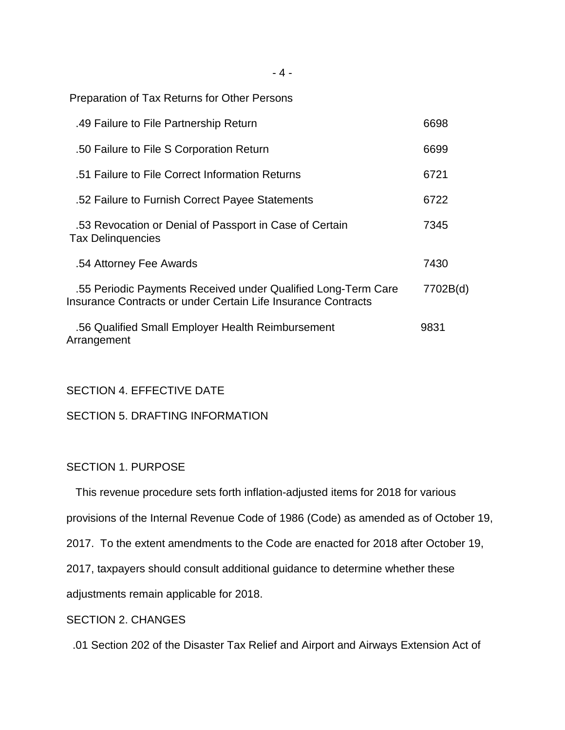Preparation of Tax Returns for Other Persons

| | |
|---|---|
| .49 Failure to File Partnership Return | 6698 |
| .50 Failure to File S Corporation Return | 6699 |
| .51 Failure to File Correct Information Returns | 6721 |
| .52 Failure to Furnish Correct Payee Statements | 6722 |
| .53 Revocation or Denial of Passport in Case of Certain Tax Delinquencies | 7345 |
| .54 Attorney Fee Awards | 7430 |
| .55 Periodic Payments Received under Qualified Long-Term Care Insurance Contracts or under Certain Life Insurance Contracts | 7702B(d) |
| .56 Qualified Small Employer Health Reimbursement Arrangement | 9831 |

SECTION 4. EFFECTIVE DATE

SECTION 5. DRAFTING INFORMATION

SECTION 1. PURPOSE

This revenue procedure sets forth inflation-adjusted items for 2018 for various provisions of the Internal Revenue Code of 1986 (Code) as amended as of October 19, 2017. To the extent amendments to the Code are enacted for 2018 after October 19, 2017, taxpayers should consult additional guidance to determine whether these adjustments remain applicable for 2018.

SECTION 2. CHANGES

.01 Section 202 of the Disaster Tax Relief and Airport and Airways Extension Act of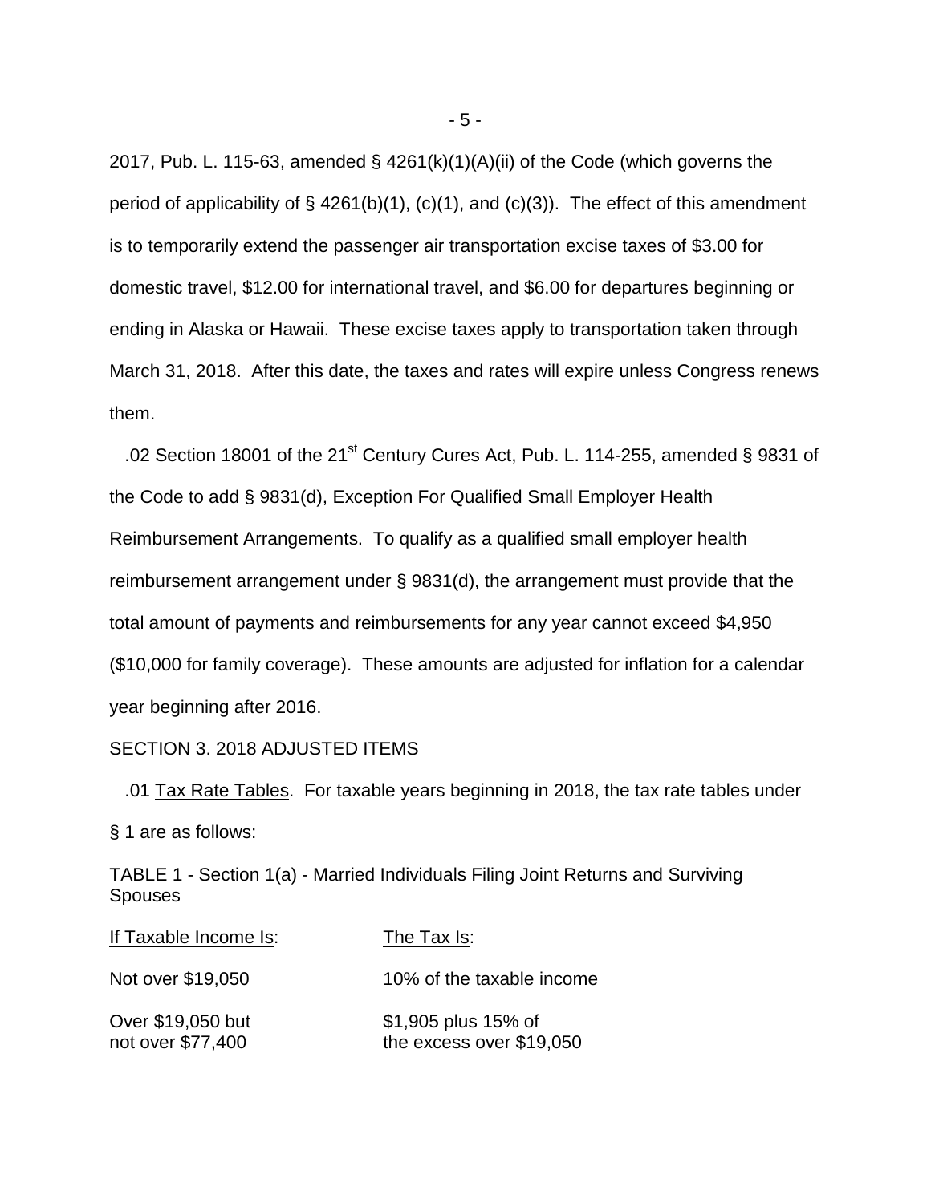2017, Pub. L. 115-63, amended § 4261(k)(1)(A)(ii) of the Code (which governs the period of applicability of § 4261(b)(1), (c)(1), and (c)(3)). The effect of this amendment is to temporarily extend the passenger air transportation excise taxes of $3.00 for domestic travel, $12.00 for international travel, and $6.00 for departures beginning or ending in Alaska or Hawaii. These excise taxes apply to transportation taken through March 31, 2018. After this date, the taxes and rates will expire unless Congress renews them.

.02 Section 18001 of the 21st Century Cures Act, Pub. L. 114-255, amended § 9831 of the Code to add § 9831(d), Exception For Qualified Small Employer Health Reimbursement Arrangements. To qualify as a qualified small employer health reimbursement arrangement under § 9831(d), the arrangement must provide that the total amount of payments and reimbursements for any year cannot exceed $4,950 ($10,000 for family coverage). These amounts are adjusted for inflation for a calendar year beginning after 2016.

SECTION 3. 2018 ADJUSTED ITEMS

.01 Tax Rate Tables. For taxable years beginning in 2018, the tax rate tables under § 1 are as follows:

TABLE 1 - Section 1(a) - Married Individuals Filing Joint Returns and Surviving Spouses

| If Taxable Income Is: | The Tax Is: |
|---|---|
| Not over $19,050 | 10% of the taxable income |
| Over $19,050 but not over $77,400 | $1,905 plus 15% of the excess over $19,050 |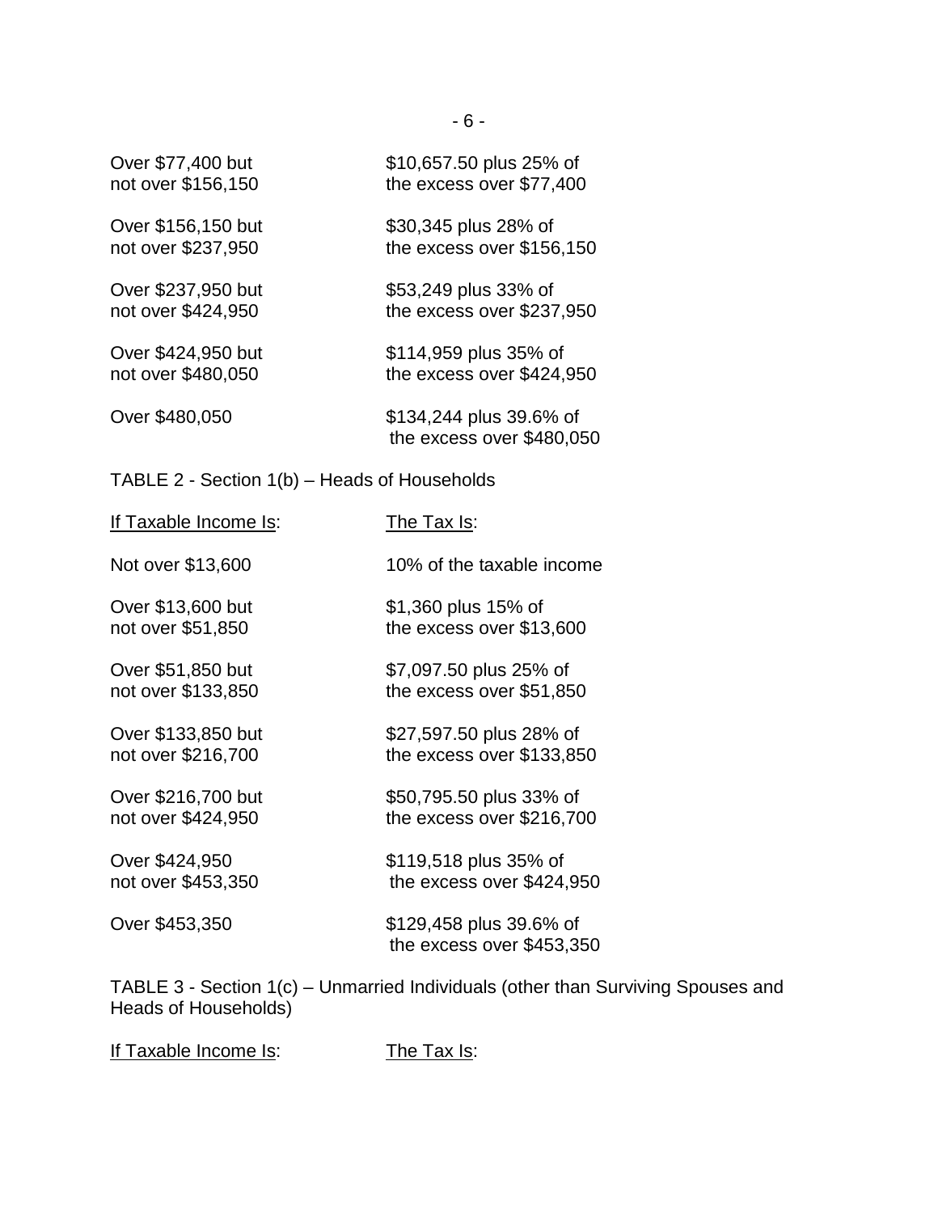| | |
|---|---|
| Over $77,400 but not over $156,150 | $10,657.50 plus 25% of the excess over $77,400 |
| Over $156,150 but not over $237,950 | $30,345 plus 28% of the excess over $156,150 |
| Over $237,950 but not over $424,950 | $53,249 plus 33% of the excess over $237,950 |
| Over $424,950 but not over $480,050 | $114,959 plus 35% of the excess over $424,950 |
| Over $480,050 | $134,244 plus 39.6% of the excess over $480,050 |

TABLE 2 - Section 1(b) – Heads of Households

| If Taxable Income Is: | The Tax Is: |
|---|---|
| Not over $13,600 | 10% of the taxable income |
| Over $13,600 but not over $51,850 | $1,360 plus 15% of the excess over $13,600 |
| Over $51,850 but not over $133,850 | $7,097.50 plus 25% of the excess over $51,850 |
| Over $133,850 but not over $216,700 | $27,597.50 plus 28% of the excess over $133,850 |
| Over $216,700 but not over $424,950 | $50,795.50 plus 33% of the excess over $216,700 |
| Over $424,950 not over $453,350 | $119,518 plus 35% of the excess over $424,950 |
| Over $453,350 | $129,458 plus 39.6% of the excess over $453,350 |

TABLE 3 - Section 1(c) – Unmarried Individuals (other than Surviving Spouses and Heads of Households)

| If Taxable Income Is: | The Tax Is: |
|---|---|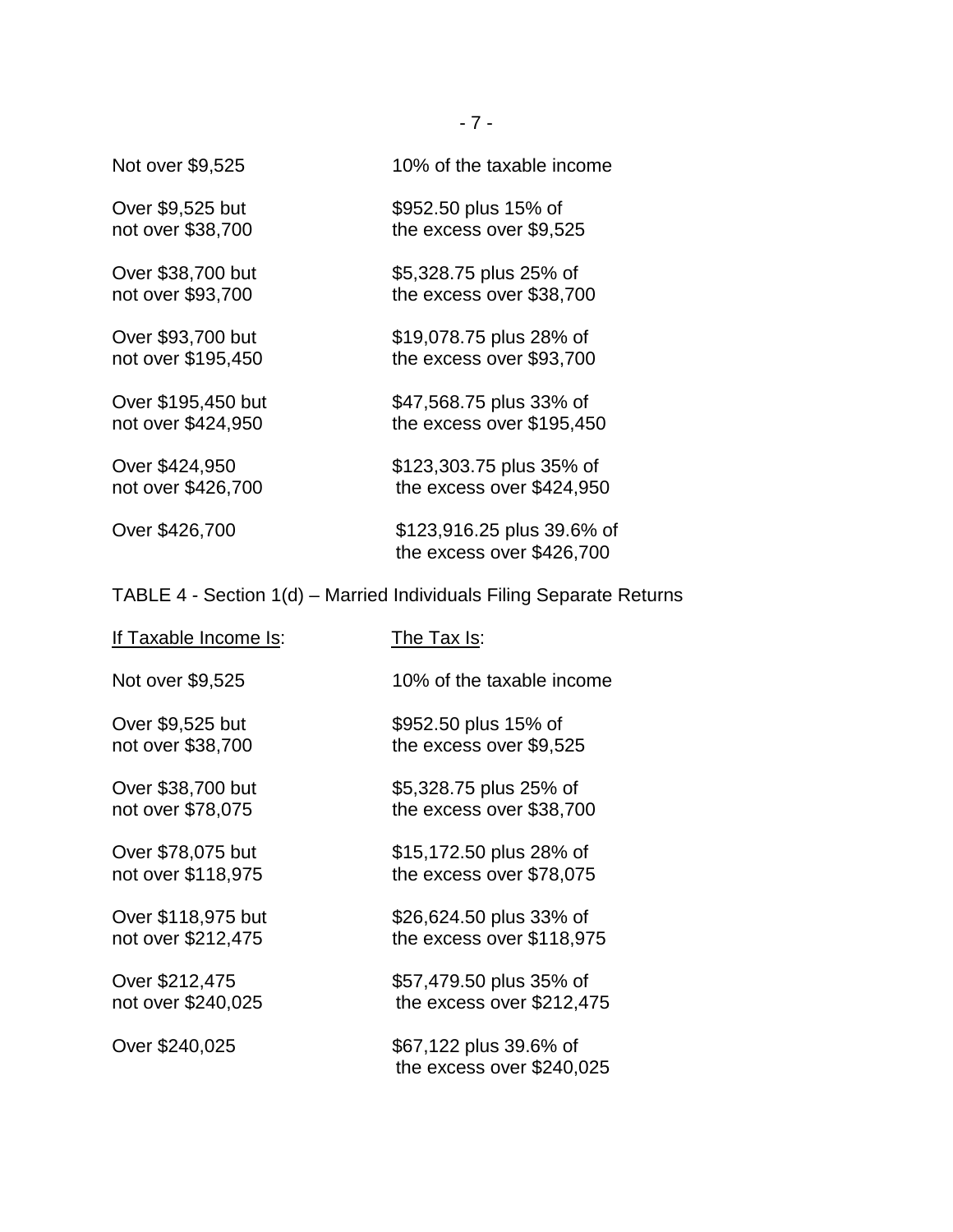| If Taxable Income Is: | The Tax Is: |
|---|---|
| Not over $9,525 | 10% of the taxable income |
| Over $9,525 but not over $38,700 | $952.50 plus 15% of the excess over $9,525 |
| Over $38,700 but not over $93,700 | $5,328.75 plus 25% of the excess over $38,700 |
| Over $93,700 but not over $195,450 | $19,078.75 plus 28% of the excess over $93,700 |
| Over $195,450 but not over $424,950 | $47,568.75 plus 33% of the excess over $195,450 |
| Over $424,950 not over $426,700 | $123,303.75 plus 35% of the excess over $424,950 |
| Over $426,700 | $123,916.25 plus 39.6% of the excess over $426,700 |

TABLE 4 - Section 1(d) – Married Individuals Filing Separate Returns

| If Taxable Income Is: | The Tax Is: |
|---|---|
| Not over $9,525 | 10% of the taxable income |
| Over $9,525 but not over $38,700 | $952.50 plus 15% of the excess over $9,525 |
| Over $38,700 but not over $78,075 | $5,328.75 plus 25% of the excess over $38,700 |
| Over $78,075 but not over $118,975 | $15,172.50 plus 28% of the excess over $78,075 |
| Over $118,975 but not over $212,475 | $26,624.50 plus 33% of the excess over $118,975 |
| Over $212,475 not over $240,025 | $57,479.50 plus 35% of the excess over $212,475 |
| Over $240,025 | $67,122 plus 39.6% of the excess over $240,025 |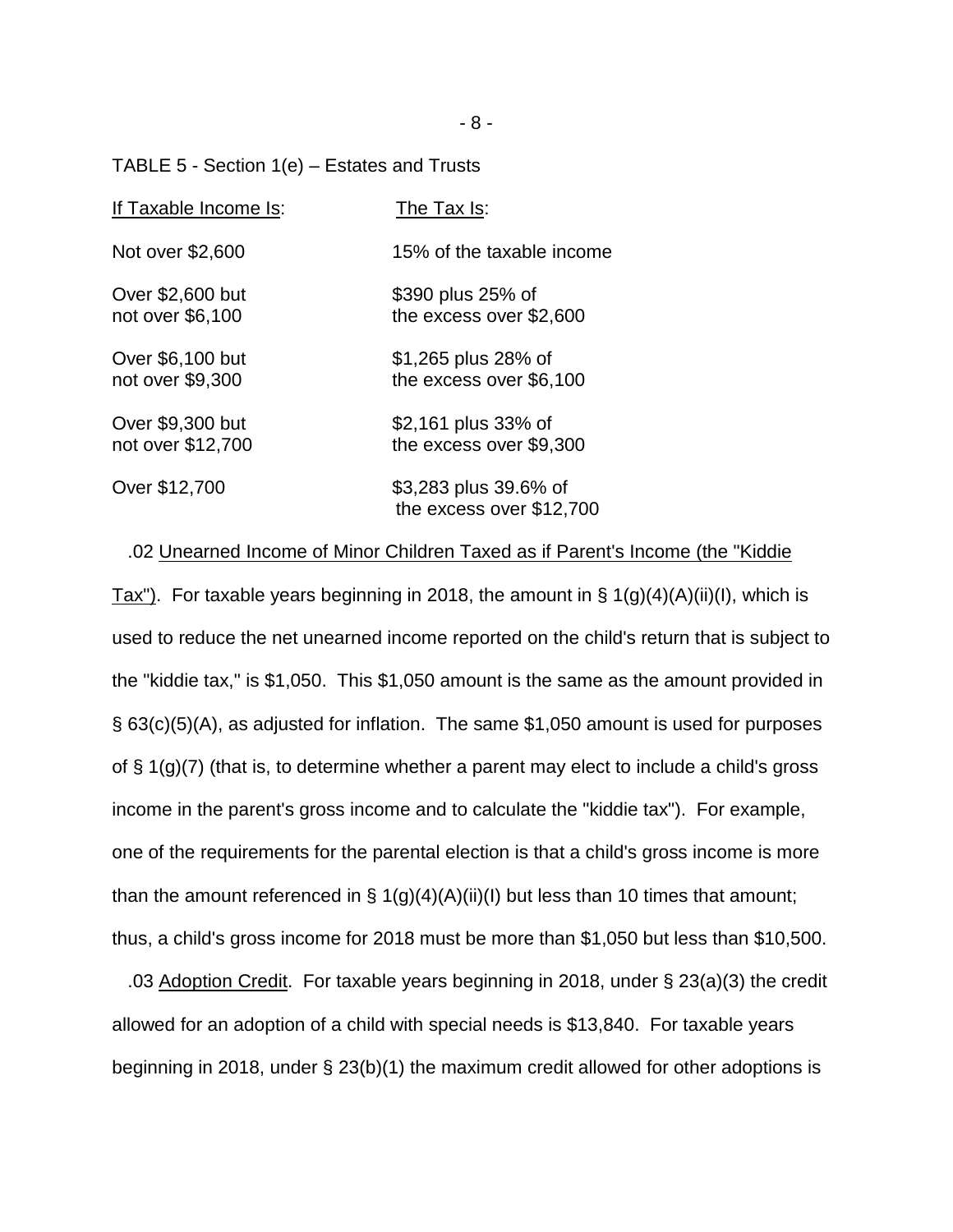TABLE 5 - Section 1(e) – Estates and Trusts

| If Taxable Income Is: | The Tax Is: |
| --- | --- |
| Not over $2,600 | 15% of the taxable income |
| Over $2,600 but not over $6,100 | $390 plus 25% of the excess over $2,600 |
| Over $6,100 but not over $9,300 | $1,265 plus 28% of the excess over $6,100 |
| Over $9,300 but not over $12,700 | $2,161 plus 33% of the excess over $9,300 |
| Over $12,700 | $3,283 plus 39.6% of the excess over $12,700 |

.02 Unearned Income of Minor Children Taxed as if Parent's Income (the "Kiddie Tax"). For taxable years beginning in 2018, the amount in § 1(g)(4)(A)(ii)(I), which is used to reduce the net unearned income reported on the child's return that is subject to the "kiddie tax," is $1,050. This $1,050 amount is the same as the amount provided in § 63(c)(5)(A), as adjusted for inflation. The same $1,050 amount is used for purposes of § 1(g)(7) (that is, to determine whether a parent may elect to include a child's gross income in the parent's gross income and to calculate the "kiddie tax"). For example, one of the requirements for the parental election is that a child's gross income is more than the amount referenced in § 1(g)(4)(A)(ii)(I) but less than 10 times that amount; thus, a child's gross income for 2018 must be more than $1,050 but less than $10,500.

.03 Adoption Credit. For taxable years beginning in 2018, under § 23(a)(3) the credit allowed for an adoption of a child with special needs is $13,840. For taxable years beginning in 2018, under § 23(b)(1) the maximum credit allowed for other adoptions is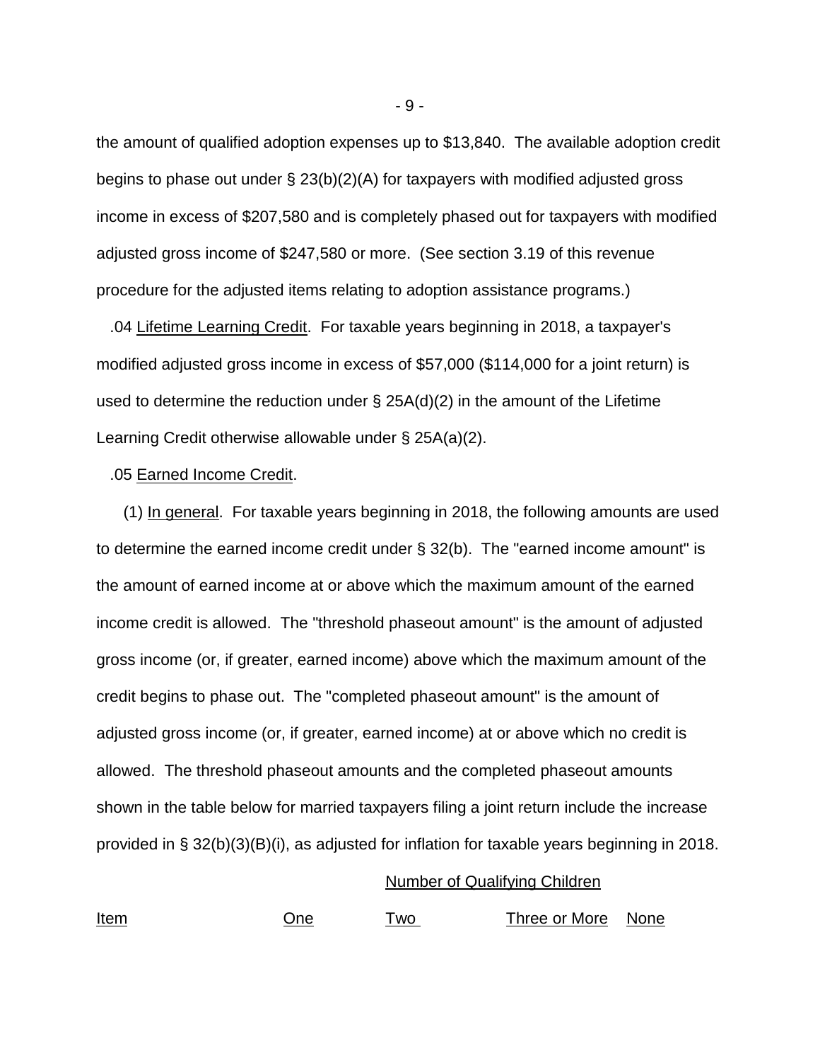the amount of qualified adoption expenses up to $13,840. The available adoption credit begins to phase out under § 23(b)(2)(A) for taxpayers with modified adjusted gross income in excess of $207,580 and is completely phased out for taxpayers with modified adjusted gross income of $247,580 or more. (See section 3.19 of this revenue procedure for the adjusted items relating to adoption assistance programs.)

.04 Lifetime Learning Credit. For taxable years beginning in 2018, a taxpayer's modified adjusted gross income in excess of $57,000 ($114,000 for a joint return) is used to determine the reduction under § 25A(d)(2) in the amount of the Lifetime Learning Credit otherwise allowable under § 25A(a)(2).

.05 Earned Income Credit.

(1) In general. For taxable years beginning in 2018, the following amounts are used to determine the earned income credit under § 32(b). The "earned income amount" is the amount of earned income at or above which the maximum amount of the earned income credit is allowed. The "threshold phaseout amount" is the amount of adjusted gross income (or, if greater, earned income) above which the maximum amount of the credit begins to phase out. The "completed phaseout amount" is the amount of adjusted gross income (or, if greater, earned income) at or above which no credit is allowed. The threshold phaseout amounts and the completed phaseout amounts shown in the table below for married taxpayers filing a joint return include the increase provided in § 32(b)(3)(B)(i), as adjusted for inflation for taxable years beginning in 2018.

| | Number of Qualifying Children | | | |
|---|---|---|---|---|
| Item | One | Two | Three or More | None |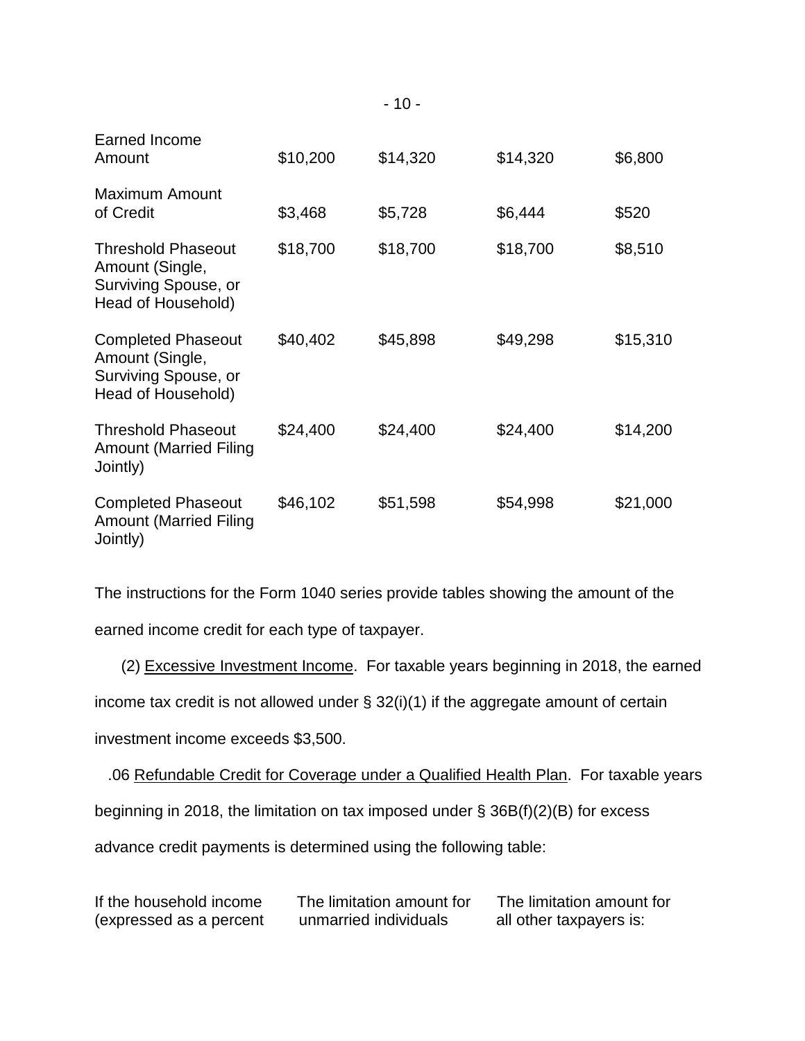| | | | | |
|---|---|---|---|---|
| Earned Income Amount | $10,200 | $14,320 | $14,320 | $6,800 |
| Maximum Amount of Credit | $3,468 | $5,728 | $6,444 | $520 |
| Threshold Phaseout Amount (Single, Surviving Spouse, or Head of Household) | $18,700 | $18,700 | $18,700 | $8,510 |
| Completed Phaseout Amount (Single, Surviving Spouse, or Head of Household) | $40,402 | $45,898 | $49,298 | $15,310 |
| Threshold Phaseout Amount (Married Filing Jointly) | $24,400 | $24,400 | $24,400 | $14,200 |
| Completed Phaseout Amount (Married Filing Jointly) | $46,102 | $51,598 | $54,998 | $21,000 |

The instructions for the Form 1040 series provide tables showing the amount of the earned income credit for each type of taxpayer.

(2) Excessive Investment Income. For taxable years beginning in 2018, the earned income tax credit is not allowed under § 32(i)(1) if the aggregate amount of certain investment income exceeds $3,500.

.06 Refundable Credit for Coverage under a Qualified Health Plan. For taxable years beginning in 2018, the limitation on tax imposed under § 36B(f)(2)(B) for excess advance credit payments is determined using the following table:

| If the household income (expressed as a percent | The limitation amount for unmarried individuals | The limitation amount for all other taxpayers is: |
|---|---|---|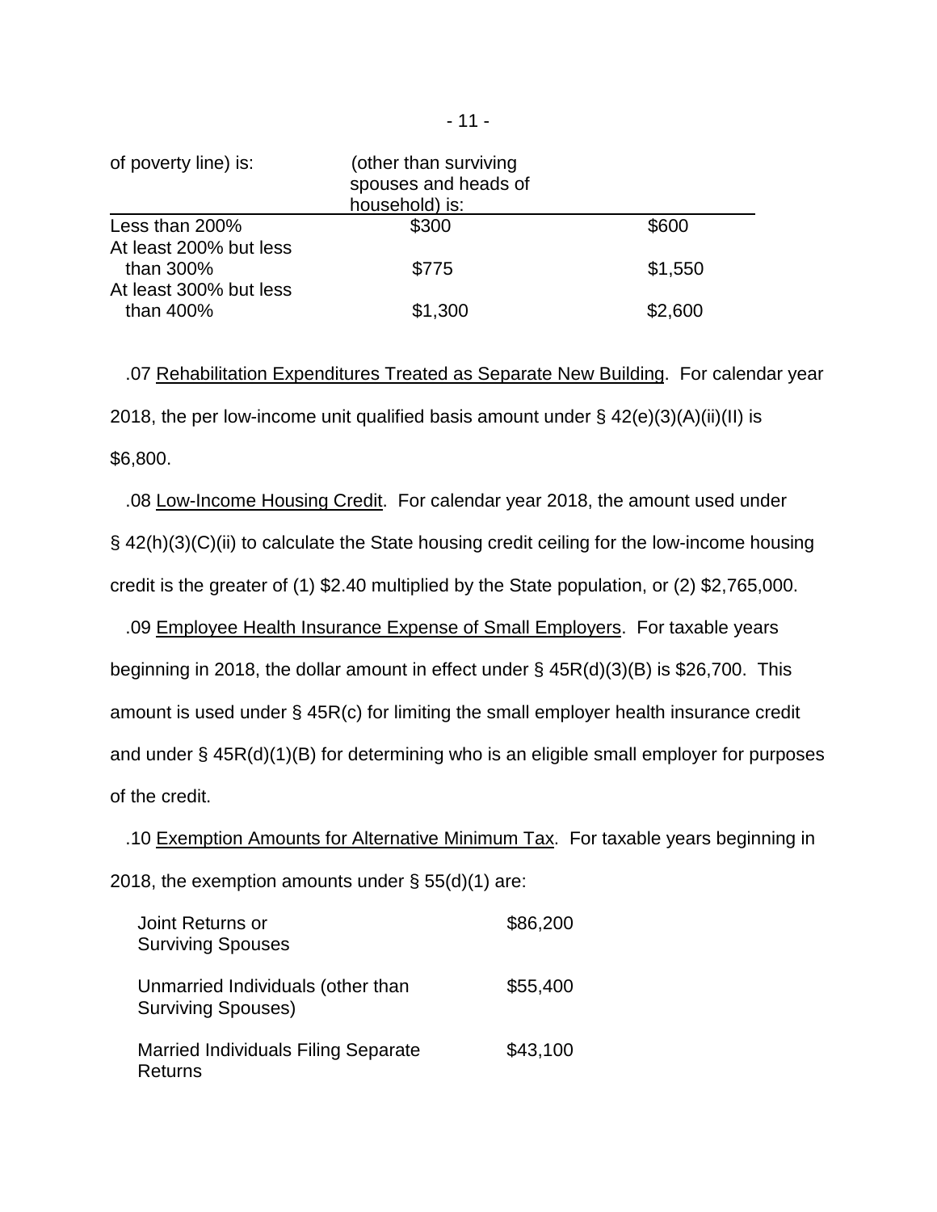| of poverty line) is: | (other than surviving spouses and heads of household) is: | |
|---|---|---|
| Less than 200% | $300 | $600 |
| At least 200% but less than 300% | $775 | $1,550 |
| At least 300% but less than 400% | $1,300 | $2,600 |

.07 Rehabilitation Expenditures Treated as Separate New Building. For calendar year 2018, the per low-income unit qualified basis amount under § 42(e)(3)(A)(ii)(II) is $6,800.

.08 Low-Income Housing Credit. For calendar year 2018, the amount used under § 42(h)(3)(C)(ii) to calculate the State housing credit ceiling for the low-income housing credit is the greater of (1) $2.40 multiplied by the State population, or (2) $2,765,000.

.09 Employee Health Insurance Expense of Small Employers. For taxable years beginning in 2018, the dollar amount in effect under § 45R(d)(3)(B) is $26,700. This amount is used under § 45R(c) for limiting the small employer health insurance credit and under § 45R(d)(1)(B) for determining who is an eligible small employer for purposes of the credit.

.10 Exemption Amounts for Alternative Minimum Tax. For taxable years beginning in 2018, the exemption amounts under § 55(d)(1) are:

| | |
|---|---|
| Joint Returns or Surviving Spouses | $86,200 |
| Unmarried Individuals (other than Surviving Spouses) | $55,400 |
| Married Individuals Filing Separate Returns | $43,100 |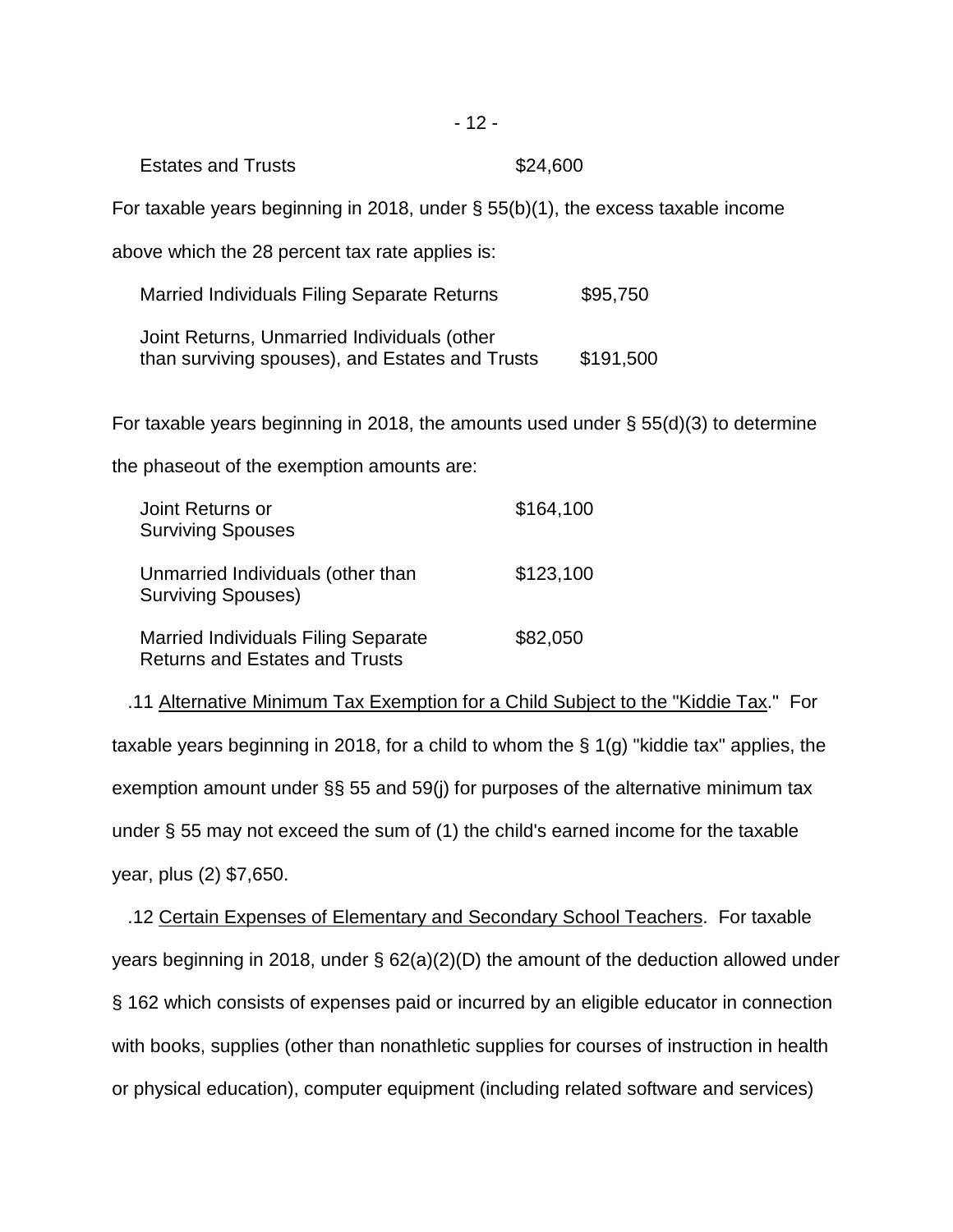| | |
|---|---|
| Estates and Trusts | $24,600 |

For taxable years beginning in 2018, under § 55(b)(1), the excess taxable income above which the 28 percent tax rate applies is:

| | |
|---|---|
| Married Individuals Filing Separate Returns | $95,750 |
| Joint Returns, Unmarried Individuals (other than surviving spouses), and Estates and Trusts | $191,500 |

For taxable years beginning in 2018, the amounts used under § 55(d)(3) to determine the phaseout of the exemption amounts are:

| | |
|---|---|
| Joint Returns or Surviving Spouses | $164,100 |
| Unmarried Individuals (other than Surviving Spouses) | $123,100 |
| Married Individuals Filing Separate Returns and Estates and Trusts | $82,050 |

.11 Alternative Minimum Tax Exemption for a Child Subject to the "Kiddie Tax." For taxable years beginning in 2018, for a child to whom the § 1(g) "kiddie tax" applies, the exemption amount under §§ 55 and 59(j) for purposes of the alternative minimum tax under § 55 may not exceed the sum of (1) the child's earned income for the taxable year, plus (2) $7,650.

.12 Certain Expenses of Elementary and Secondary School Teachers. For taxable years beginning in 2018, under § 62(a)(2)(D) the amount of the deduction allowed under § 162 which consists of expenses paid or incurred by an eligible educator in connection with books, supplies (other than nonathletic supplies for courses of instruction in health or physical education), computer equipment (including related software and services)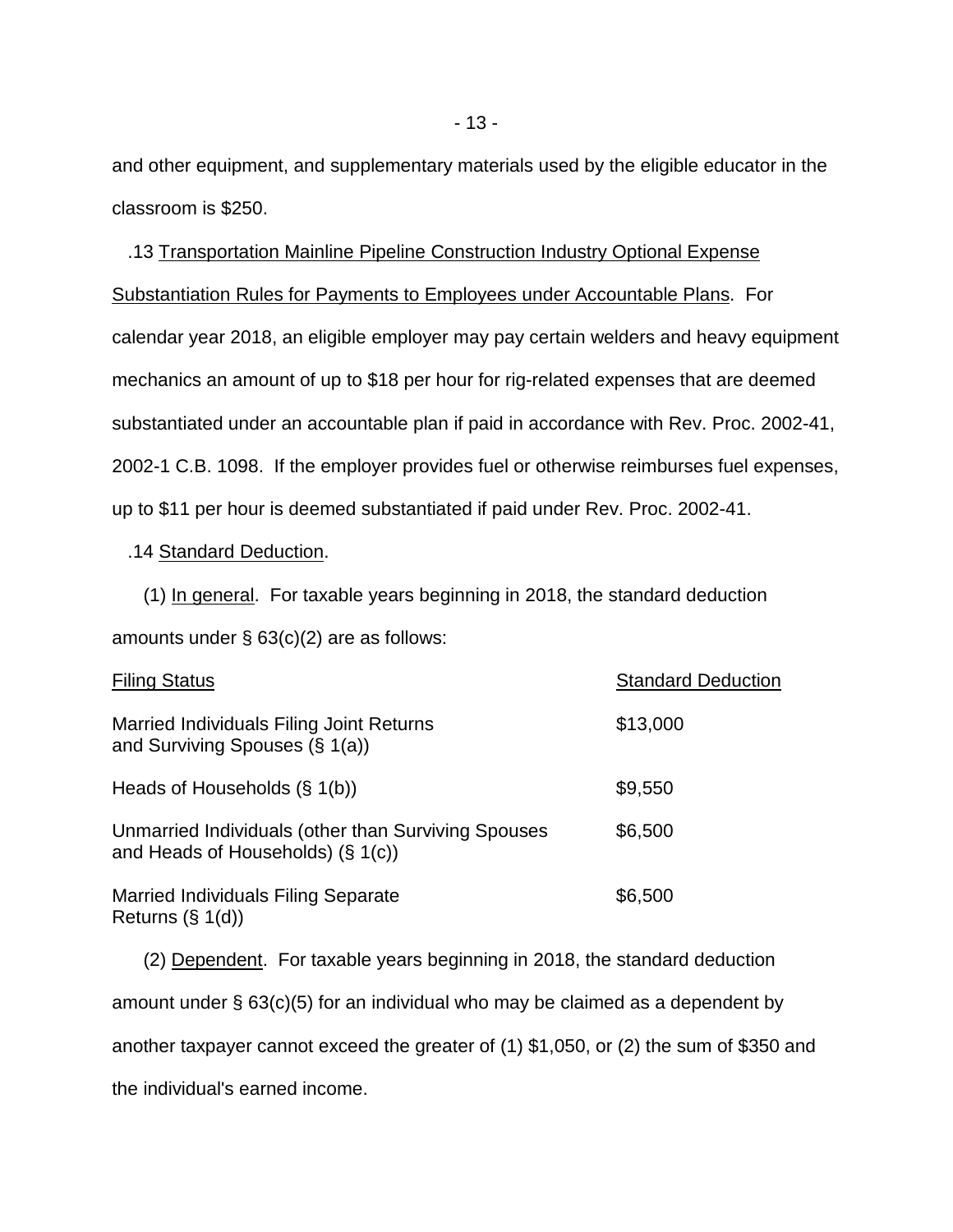and other equipment, and supplementary materials used by the eligible educator in the classroom is $250.

.13 Transportation Mainline Pipeline Construction Industry Optional Expense Substantiation Rules for Payments to Employees under Accountable Plans. For calendar year 2018, an eligible employer may pay certain welders and heavy equipment mechanics an amount of up to $18 per hour for rig-related expenses that are deemed substantiated under an accountable plan if paid in accordance with Rev. Proc. 2002-41, 2002-1 C.B. 1098. If the employer provides fuel or otherwise reimburses fuel expenses, up to $11 per hour is deemed substantiated if paid under Rev. Proc. 2002-41.

.14 Standard Deduction.

(1) In general. For taxable years beginning in 2018, the standard deduction amounts under § 63(c)(2) are as follows:

| Filing Status | Standard Deduction |
|---|---|
| Married Individuals Filing Joint Returns and Surviving Spouses (§ 1(a)) | $13,000 |
| Heads of Households (§ 1(b)) | $9,550 |
| Unmarried Individuals (other than Surviving Spouses and Heads of Households) (§ 1(c)) | $6,500 |
| Married Individuals Filing Separate Returns (§ 1(d)) | $6,500 |

(2) Dependent. For taxable years beginning in 2018, the standard deduction amount under § 63(c)(5) for an individual who may be claimed as a dependent by another taxpayer cannot exceed the greater of (1) $1,050, or (2) the sum of $350 and the individual's earned income.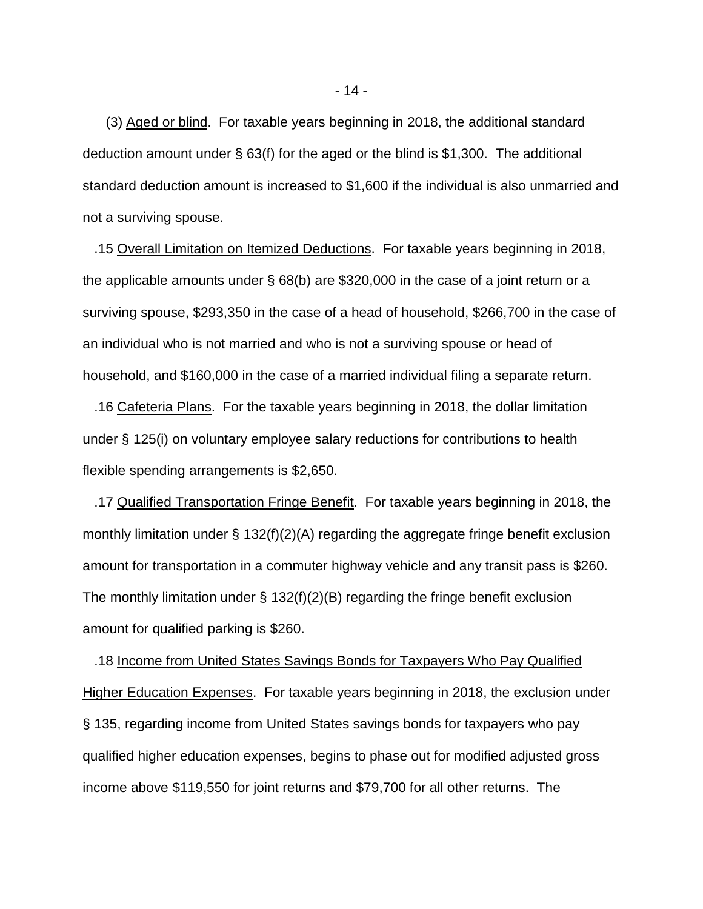(3) Aged or blind. For taxable years beginning in 2018, the additional standard deduction amount under § 63(f) for the aged or the blind is $1,300. The additional standard deduction amount is increased to $1,600 if the individual is also unmarried and not a surviving spouse.

.15 Overall Limitation on Itemized Deductions. For taxable years beginning in 2018, the applicable amounts under § 68(b) are $320,000 in the case of a joint return or a surviving spouse, $293,350 in the case of a head of household, $266,700 in the case of an individual who is not married and who is not a surviving spouse or head of household, and $160,000 in the case of a married individual filing a separate return.

.16 Cafeteria Plans. For the taxable years beginning in 2018, the dollar limitation under § 125(i) on voluntary employee salary reductions for contributions to health flexible spending arrangements is $2,650.

.17 Qualified Transportation Fringe Benefit. For taxable years beginning in 2018, the monthly limitation under § 132(f)(2)(A) regarding the aggregate fringe benefit exclusion amount for transportation in a commuter highway vehicle and any transit pass is $260. The monthly limitation under § 132(f)(2)(B) regarding the fringe benefit exclusion amount for qualified parking is $260.

.18 Income from United States Savings Bonds for Taxpayers Who Pay Qualified Higher Education Expenses. For taxable years beginning in 2018, the exclusion under § 135, regarding income from United States savings bonds for taxpayers who pay qualified higher education expenses, begins to phase out for modified adjusted gross income above $119,550 for joint returns and $79,700 for all other returns. The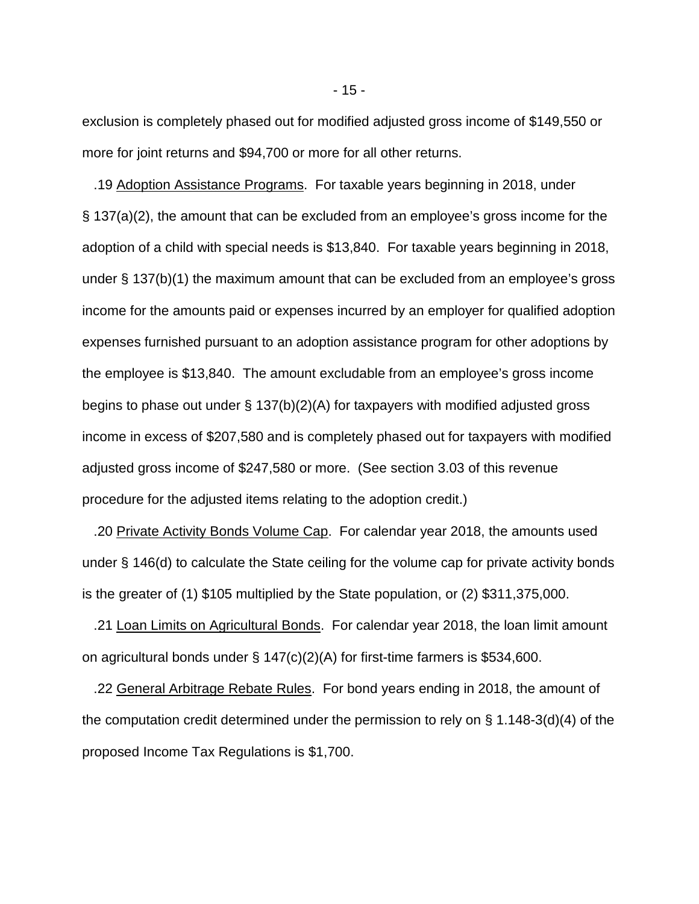exclusion is completely phased out for modified adjusted gross income of $149,550 or more for joint returns and $94,700 or more for all other returns.

.19 Adoption Assistance Programs. For taxable years beginning in 2018, under § 137(a)(2), the amount that can be excluded from an employee's gross income for the adoption of a child with special needs is $13,840. For taxable years beginning in 2018, under § 137(b)(1) the maximum amount that can be excluded from an employee's gross income for the amounts paid or expenses incurred by an employer for qualified adoption expenses furnished pursuant to an adoption assistance program for other adoptions by the employee is $13,840. The amount excludable from an employee's gross income begins to phase out under § 137(b)(2)(A) for taxpayers with modified adjusted gross income in excess of $207,580 and is completely phased out for taxpayers with modified adjusted gross income of $247,580 or more. (See section 3.03 of this revenue procedure for the adjusted items relating to the adoption credit.)

.20 Private Activity Bonds Volume Cap. For calendar year 2018, the amounts used under § 146(d) to calculate the State ceiling for the volume cap for private activity bonds is the greater of (1) $105 multiplied by the State population, or (2) $311,375,000.

.21 Loan Limits on Agricultural Bonds. For calendar year 2018, the loan limit amount on agricultural bonds under § 147(c)(2)(A) for first-time farmers is $534,600.

.22 General Arbitrage Rebate Rules. For bond years ending in 2018, the amount of the computation credit determined under the permission to rely on § 1.148-3(d)(4) of the proposed Income Tax Regulations is $1,700.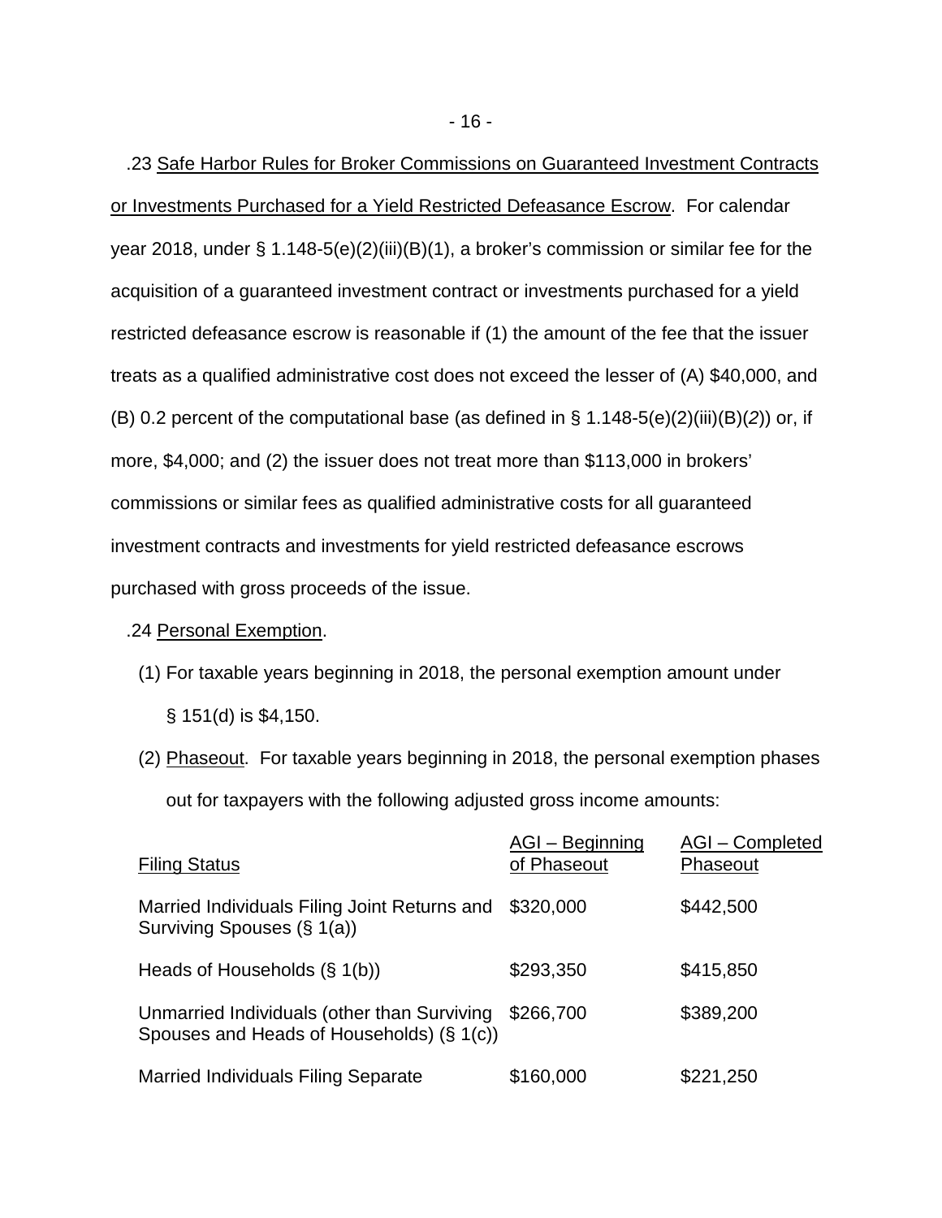.23 Safe Harbor Rules for Broker Commissions on Guaranteed Investment Contracts or Investments Purchased for a Yield Restricted Defeasance Escrow. For calendar year 2018, under § 1.148-5(e)(2)(iii)(B)(1), a broker's commission or similar fee for the acquisition of a guaranteed investment contract or investments purchased for a yield restricted defeasance escrow is reasonable if (1) the amount of the fee that the issuer treats as a qualified administrative cost does not exceed the lesser of (A) $40,000, and (B) 0.2 percent of the computational base (as defined in § 1.148-5(e)(2)(iii)(B)(*2*)) or, if more, $4,000; and (2) the issuer does not treat more than $113,000 in brokers' commissions or similar fees as qualified administrative costs for all guaranteed investment contracts and investments for yield restricted defeasance escrows purchased with gross proceeds of the issue.

.24 Personal Exemption.

(1) For taxable years beginning in 2018, the personal exemption amount under § 151(d) is $4,150.

(2) Phaseout. For taxable years beginning in 2018, the personal exemption phases out for taxpayers with the following adjusted gross income amounts:

| Filing Status | AGI – Beginning of Phaseout | AGI – Completed Phaseout |
|---|---|---|
| Married Individuals Filing Joint Returns and Surviving Spouses (§ 1(a)) | $320,000 | $442,500 |
| Heads of Households (§ 1(b)) | $293,350 | $415,850 |
| Unmarried Individuals (other than Surviving Spouses and Heads of Households) (§ 1(c)) | $266,700 | $389,200 |
| Married Individuals Filing Separate | $160,000 | $221,250 |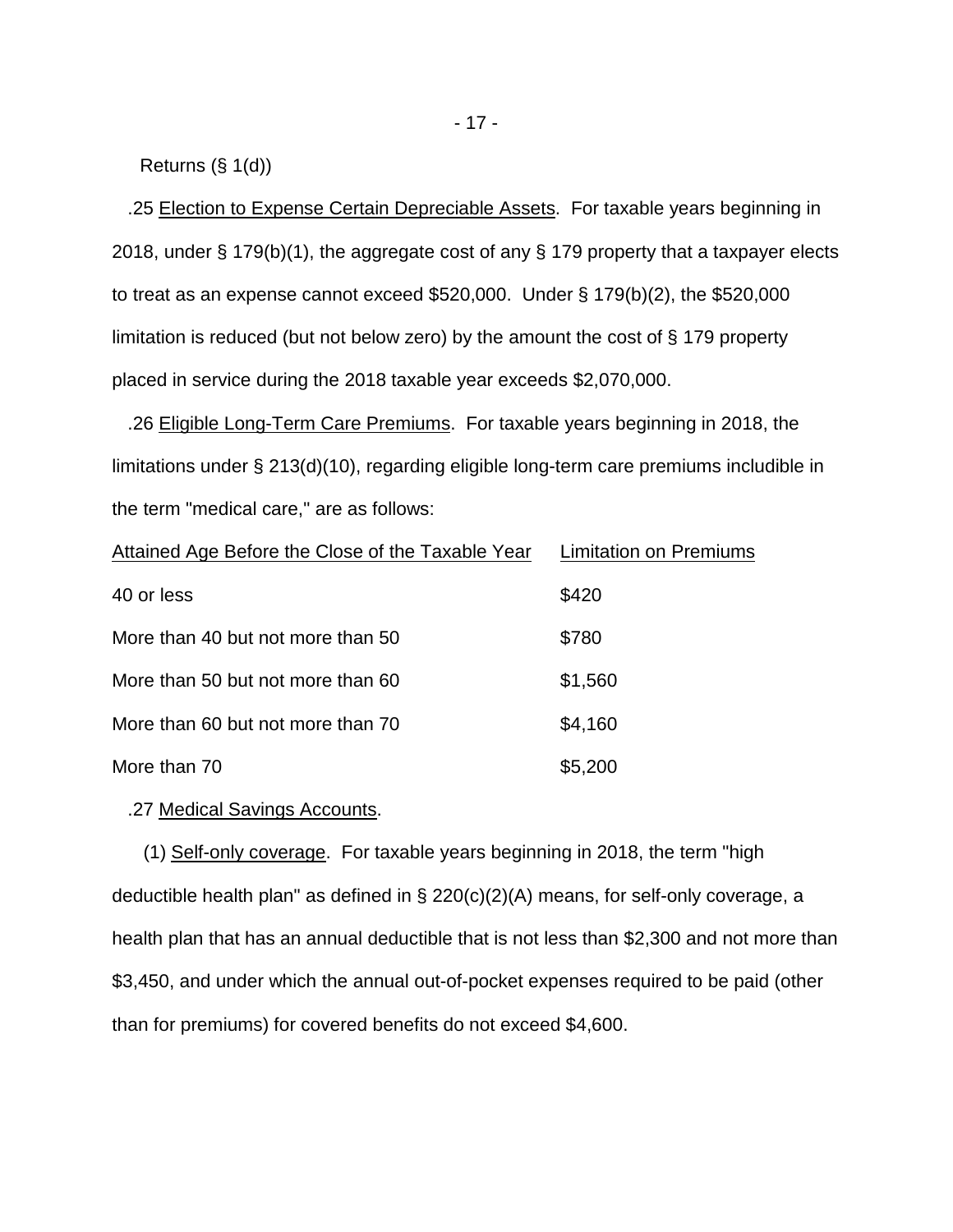Returns (§ 1(d))

.25 Election to Expense Certain Depreciable Assets. For taxable years beginning in 2018, under § 179(b)(1), the aggregate cost of any § 179 property that a taxpayer elects to treat as an expense cannot exceed $520,000. Under § 179(b)(2), the $520,000 limitation is reduced (but not below zero) by the amount the cost of § 179 property placed in service during the 2018 taxable year exceeds $2,070,000.

.26 Eligible Long-Term Care Premiums. For taxable years beginning in 2018, the limitations under § 213(d)(10), regarding eligible long-term care premiums includible in the term "medical care," are as follows:

| Attained Age Before the Close of the Taxable Year | Limitation on Premiums |
|---|---|
| 40 or less | $420 |
| More than 40 but not more than 50 | $780 |
| More than 50 but not more than 60 | $1,560 |
| More than 60 but not more than 70 | $4,160 |
| More than 70 | $5,200 |

.27 Medical Savings Accounts.

(1) Self-only coverage. For taxable years beginning in 2018, the term "high deductible health plan" as defined in § 220(c)(2)(A) means, for self-only coverage, a health plan that has an annual deductible that is not less than $2,300 and not more than $3,450, and under which the annual out-of-pocket expenses required to be paid (other than for premiums) for covered benefits do not exceed $4,600.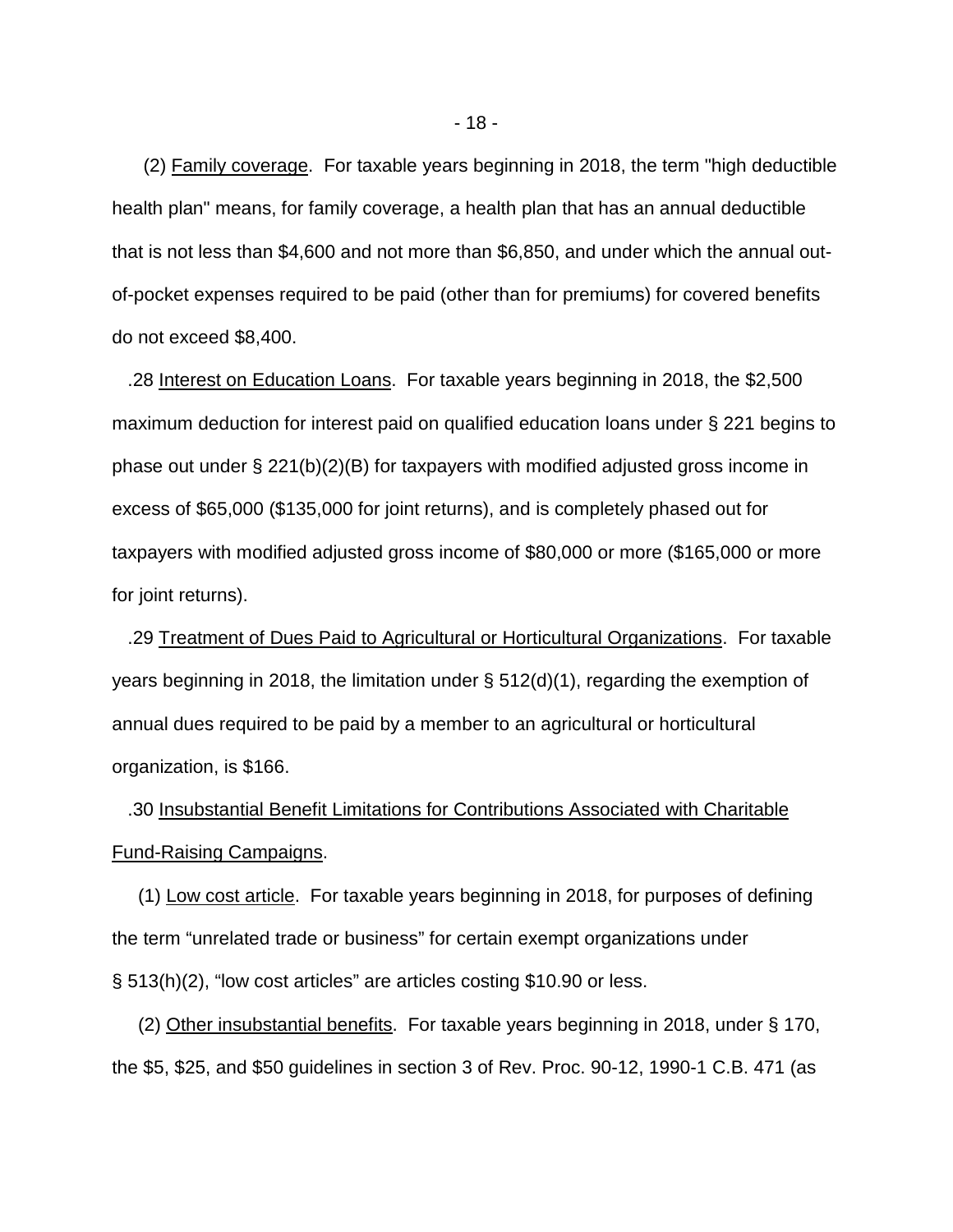(2) Family coverage. For taxable years beginning in 2018, the term "high deductible health plan" means, for family coverage, a health plan that has an annual deductible that is not less than $4,600 and not more than $6,850, and under which the annual out-of-pocket expenses required to be paid (other than for premiums) for covered benefits do not exceed $8,400.

.28 Interest on Education Loans. For taxable years beginning in 2018, the $2,500 maximum deduction for interest paid on qualified education loans under § 221 begins to phase out under § 221(b)(2)(B) for taxpayers with modified adjusted gross income in excess of $65,000 ($135,000 for joint returns), and is completely phased out for taxpayers with modified adjusted gross income of $80,000 or more ($165,000 or more for joint returns).

.29 Treatment of Dues Paid to Agricultural or Horticultural Organizations. For taxable years beginning in 2018, the limitation under § 512(d)(1), regarding the exemption of annual dues required to be paid by a member to an agricultural or horticultural organization, is $166.

.30 Insubstantial Benefit Limitations for Contributions Associated with Charitable Fund-Raising Campaigns.

(1) Low cost article. For taxable years beginning in 2018, for purposes of defining the term "unrelated trade or business" for certain exempt organizations under § 513(h)(2), "low cost articles" are articles costing $10.90 or less.

(2) Other insubstantial benefits. For taxable years beginning in 2018, under § 170, the $5, $25, and $50 guidelines in section 3 of Rev. Proc. 90-12, 1990-1 C.B. 471 (as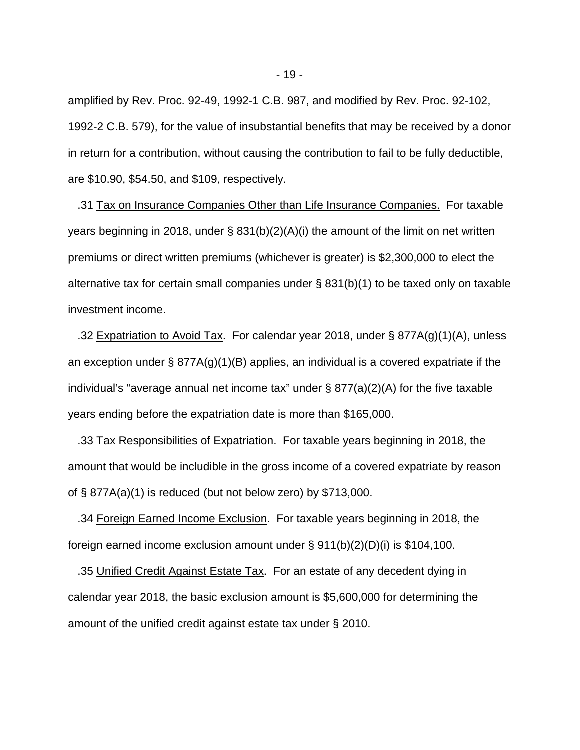amplified by Rev. Proc. 92-49, 1992-1 C.B. 987, and modified by Rev. Proc. 92-102, 1992-2 C.B. 579), for the value of insubstantial benefits that may be received by a donor in return for a contribution, without causing the contribution to fail to be fully deductible, are $10.90, $54.50, and $109, respectively.

.31 Tax on Insurance Companies Other than Life Insurance Companies. For taxable years beginning in 2018, under § 831(b)(2)(A)(i) the amount of the limit on net written premiums or direct written premiums (whichever is greater) is $2,300,000 to elect the alternative tax for certain small companies under § 831(b)(1) to be taxed only on taxable investment income.

.32 Expatriation to Avoid Tax. For calendar year 2018, under § 877A(g)(1)(A), unless an exception under § 877A(g)(1)(B) applies, an individual is a covered expatriate if the individual's "average annual net income tax" under § 877(a)(2)(A) for the five taxable years ending before the expatriation date is more than $165,000.

.33 Tax Responsibilities of Expatriation. For taxable years beginning in 2018, the amount that would be includible in the gross income of a covered expatriate by reason of § 877A(a)(1) is reduced (but not below zero) by $713,000.

.34 Foreign Earned Income Exclusion. For taxable years beginning in 2018, the foreign earned income exclusion amount under § 911(b)(2)(D)(i) is $104,100.

.35 Unified Credit Against Estate Tax. For an estate of any decedent dying in calendar year 2018, the basic exclusion amount is $5,600,000 for determining the amount of the unified credit against estate tax under § 2010.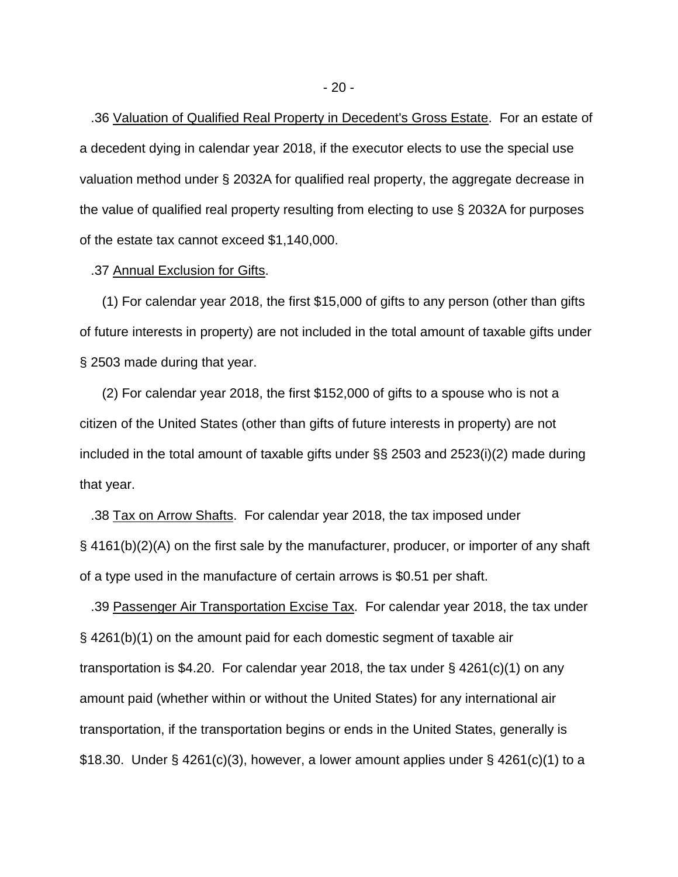.36 <u>Valuation of Qualified Real Property in Decedent's Gross Estate</u>. For an estate of a decedent dying in calendar year 2018, if the executor elects to use the special use valuation method under § 2032A for qualified real property, the aggregate decrease in the value of qualified real property resulting from electing to use § 2032A for purposes of the estate tax cannot exceed $1,140,000.

.37 <u>Annual Exclusion for Gifts</u>.

(1) For calendar year 2018, the first $15,000 of gifts to any person (other than gifts of future interests in property) are not included in the total amount of taxable gifts under § 2503 made during that year.

(2) For calendar year 2018, the first $152,000 of gifts to a spouse who is not a citizen of the United States (other than gifts of future interests in property) are not included in the total amount of taxable gifts under §§ 2503 and 2523(i)(2) made during that year.

.38 <u>Tax on Arrow Shafts</u>. For calendar year 2018, the tax imposed under § 4161(b)(2)(A) on the first sale by the manufacturer, producer, or importer of any shaft of a type used in the manufacture of certain arrows is $0.51 per shaft.

.39 <u>Passenger Air Transportation Excise Tax</u>. For calendar year 2018, the tax under § 4261(b)(1) on the amount paid for each domestic segment of taxable air transportation is $4.20. For calendar year 2018, the tax under § 4261(c)(1) on any amount paid (whether within or without the United States) for any international air transportation, if the transportation begins or ends in the United States, generally is $18.30. Under § 4261(c)(3), however, a lower amount applies under § 4261(c)(1) to a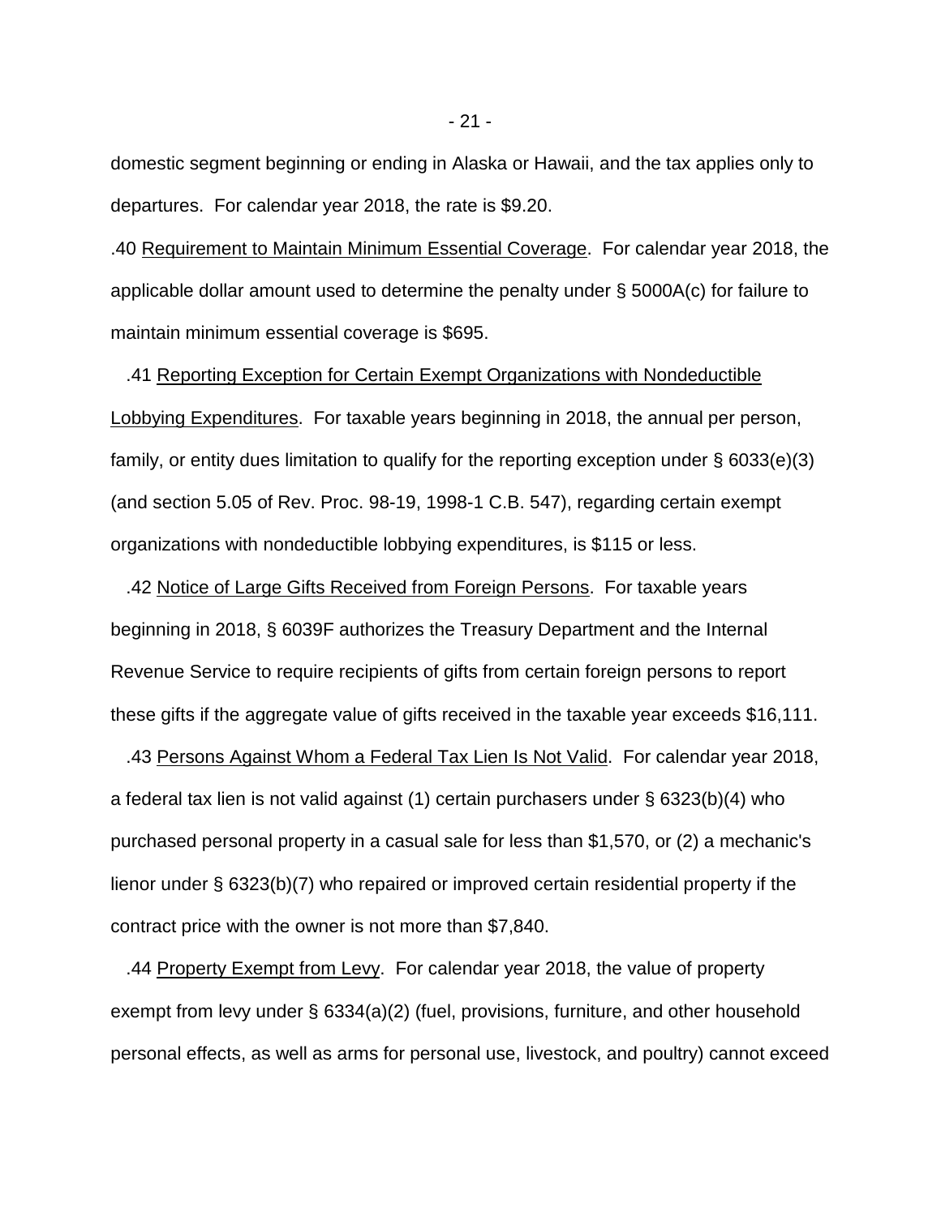domestic segment beginning or ending in Alaska or Hawaii, and the tax applies only to departures. For calendar year 2018, the rate is $9.20.

.40 Requirement to Maintain Minimum Essential Coverage. For calendar year 2018, the applicable dollar amount used to determine the penalty under § 5000A(c) for failure to maintain minimum essential coverage is $695.

.41 Reporting Exception for Certain Exempt Organizations with Nondeductible Lobbying Expenditures. For taxable years beginning in 2018, the annual per person, family, or entity dues limitation to qualify for the reporting exception under § 6033(e)(3) (and section 5.05 of Rev. Proc. 98-19, 1998-1 C.B. 547), regarding certain exempt organizations with nondeductible lobbying expenditures, is $115 or less.

.42 Notice of Large Gifts Received from Foreign Persons. For taxable years beginning in 2018, § 6039F authorizes the Treasury Department and the Internal Revenue Service to require recipients of gifts from certain foreign persons to report these gifts if the aggregate value of gifts received in the taxable year exceeds $16,111.

.43 Persons Against Whom a Federal Tax Lien Is Not Valid. For calendar year 2018, a federal tax lien is not valid against (1) certain purchasers under § 6323(b)(4) who purchased personal property in a casual sale for less than $1,570, or (2) a mechanic's lienor under § 6323(b)(7) who repaired or improved certain residential property if the contract price with the owner is not more than $7,840.

.44 Property Exempt from Levy. For calendar year 2018, the value of property exempt from levy under § 6334(a)(2) (fuel, provisions, furniture, and other household personal effects, as well as arms for personal use, livestock, and poultry) cannot exceed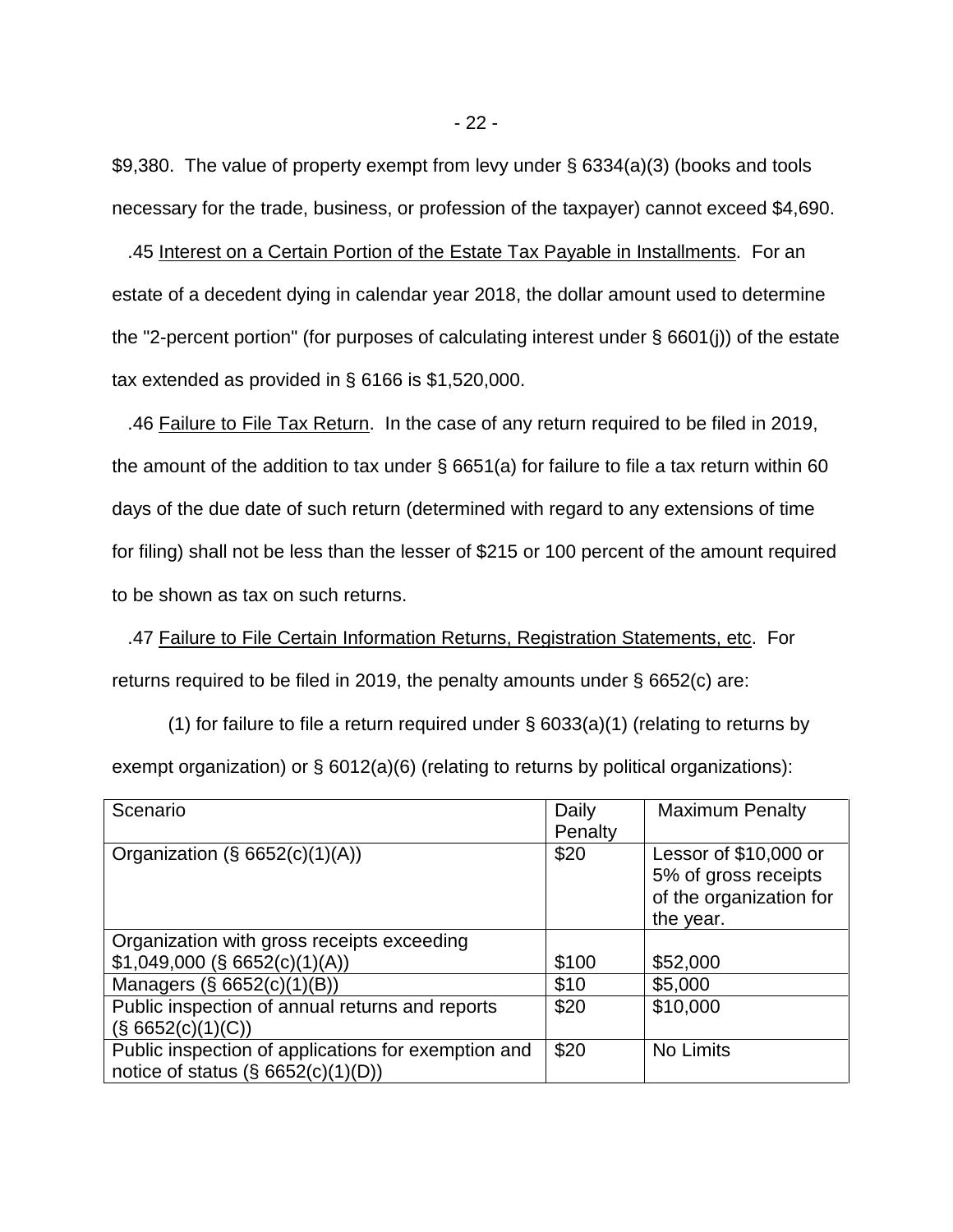$9,380. The value of property exempt from levy under § 6334(a)(3) (books and tools necessary for the trade, business, or profession of the taxpayer) cannot exceed $4,690.

.45 <u>Interest on a Certain Portion of the Estate Tax Payable in Installments</u>. For an estate of a decedent dying in calendar year 2018, the dollar amount used to determine the "2-percent portion" (for purposes of calculating interest under § 6601(j)) of the estate tax extended as provided in § 6166 is $1,520,000.

.46 <u>Failure to File Tax Return</u>. In the case of any return required to be filed in 2019, the amount of the addition to tax under § 6651(a) for failure to file a tax return within 60 days of the due date of such return (determined with regard to any extensions of time for filing) shall not be less than the lesser of $215 or 100 percent of the amount required to be shown as tax on such returns.

.47 <u>Failure to File Certain Information Returns, Registration Statements, etc</u>. For returns required to be filed in 2019, the penalty amounts under § 6652(c) are:

(1) for failure to file a return required under § 6033(a)(1) (relating to returns by exempt organization) or § 6012(a)(6) (relating to returns by political organizations):

| Scenario | Daily Penalty | Maximum Penalty |
|---|---|---|
| Organization (§ 6652(c)(1)(A)) | $20 | Lessor of $10,000 or 5% of gross receipts of the organization for the year. |
| Organization with gross receipts exceeding $1,049,000 (§ 6652(c)(1)(A)) | $100 | $52,000 |
| Managers (§ 6652(c)(1)(B)) | $10 | $5,000 |
| Public inspection of annual returns and reports (§ 6652(c)(1)(C)) | $20 | $10,000 |
| Public inspection of applications for exemption and notice of status (§ 6652(c)(1)(D)) | $20 | No Limits |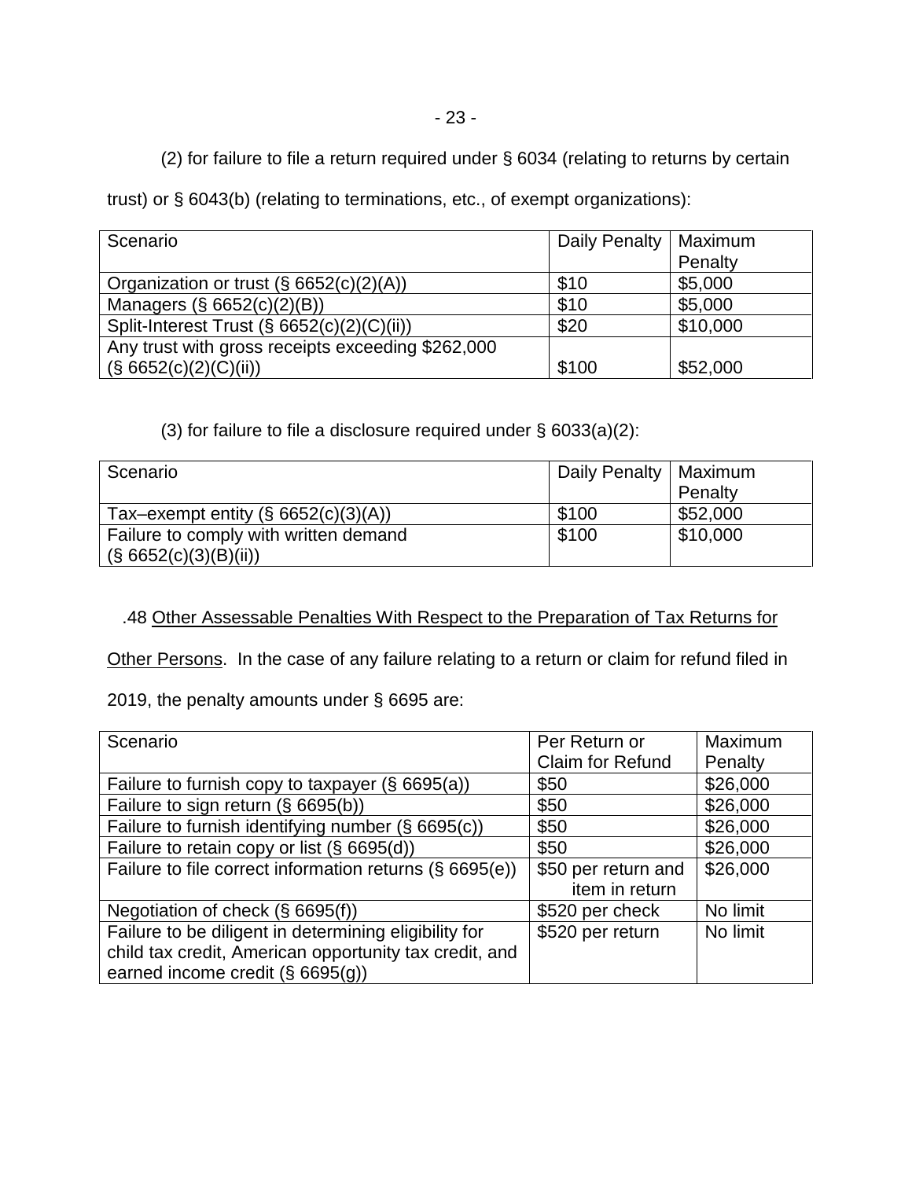(2) for failure to file a return required under § 6034 (relating to returns by certain trust) or § 6043(b) (relating to terminations, etc., of exempt organizations):

| Scenario | Daily Penalty | Maximum Penalty |
|---|---|---|
| Organization or trust (§ 6652(c)(2)(A)) | $10 | $5,000 |
| Managers (§ 6652(c)(2)(B)) | $10 | $5,000 |
| Split-Interest Trust (§ 6652(c)(2)(C)(ii)) | $20 | $10,000 |
| Any trust with gross receipts exceeding $262,000 (§ 6652(c)(2)(C)(ii)) | $100 | $52,000 |

(3) for failure to file a disclosure required under § 6033(a)(2):

| Scenario | Daily Penalty | Maximum Penalty |
|---|---|---|
| Tax–exempt entity (§ 6652(c)(3)(A)) | $100 | $52,000 |
| Failure to comply with written demand (§ 6652(c)(3)(B)(ii)) | $100 | $10,000 |

.48 <u>Other Assessable Penalties With Respect to the Preparation of Tax Returns for Other Persons</u>. In the case of any failure relating to a return or claim for refund filed in 2019, the penalty amounts under § 6695 are:

| Scenario | Per Return or Claim for Refund | Maximum Penalty |
|---|---|---|
| Failure to furnish copy to taxpayer (§ 6695(a)) | $50 | $26,000 |
| Failure to sign return (§ 6695(b)) | $50 | $26,000 |
| Failure to furnish identifying number (§ 6695(c)) | $50 | $26,000 |
| Failure to retain copy or list (§ 6695(d)) | $50 | $26,000 |
| Failure to file correct information returns (§ 6695(e)) | $50 per return and item in return | $26,000 |
| Negotiation of check (§ 6695(f)) | $520 per check | No limit |
| Failure to be diligent in determining eligibility for child tax credit, American opportunity tax credit, and earned income credit (§ 6695(g)) | $520 per return | No limit |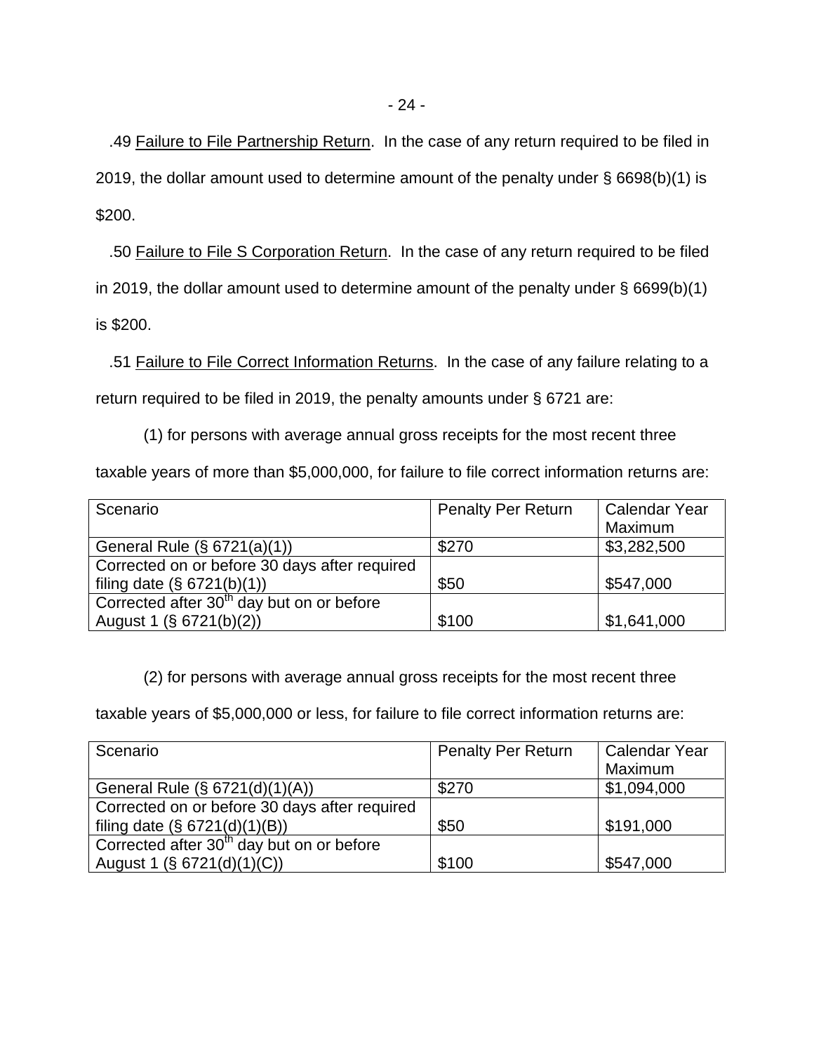.49 Failure to File Partnership Return. In the case of any return required to be filed in 2019, the dollar amount used to determine amount of the penalty under § 6698(b)(1) is $200.

.50 Failure to File S Corporation Return. In the case of any return required to be filed in 2019, the dollar amount used to determine amount of the penalty under § 6699(b)(1) is $200.

.51 Failure to File Correct Information Returns. In the case of any failure relating to a return required to be filed in 2019, the penalty amounts under § 6721 are:

(1) for persons with average annual gross receipts for the most recent three taxable years of more than $5,000,000, for failure to file correct information returns are:

| Scenario | Penalty Per Return | Calendar Year Maximum |
|---|---|---|
| General Rule (§ 6721(a)(1)) | $270 | $3,282,500 |
| Corrected on or before 30 days after required filing date (§ 6721(b)(1)) | $50 | $547,000 |
| Corrected after 30th day but on or before August 1 (§ 6721(b)(2)) | $100 | $1,641,000 |

(2) for persons with average annual gross receipts for the most recent three taxable years of $5,000,000 or less, for failure to file correct information returns are:

| Scenario | Penalty Per Return | Calendar Year Maximum |
|---|---|---|
| General Rule (§ 6721(d)(1)(A)) | $270 | $1,094,000 |
| Corrected on or before 30 days after required filing date (§ 6721(d)(1)(B)) | $50 | $191,000 |
| Corrected after 30th day but on or before August 1 (§ 6721(d)(1)(C)) | $100 | $547,000 |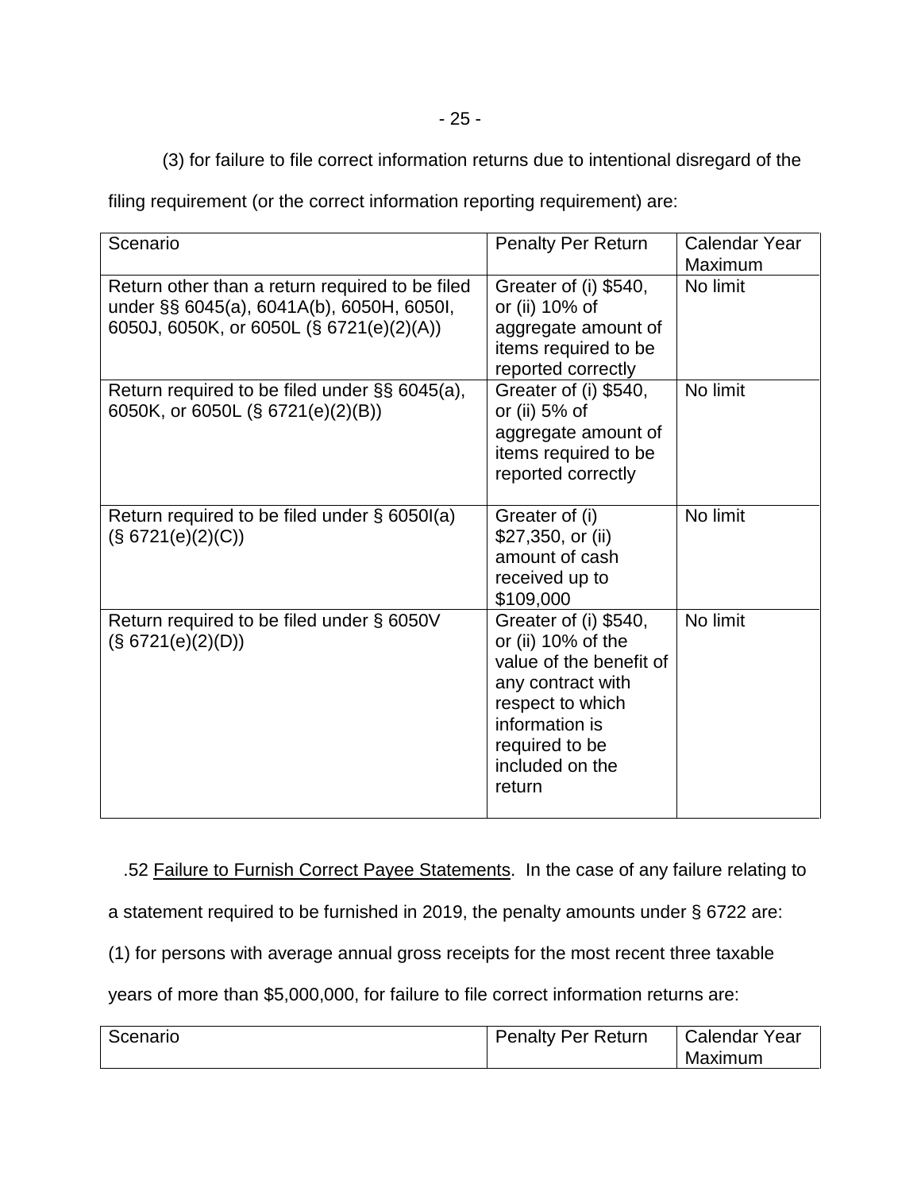(3) for failure to file correct information returns due to intentional disregard of the filing requirement (or the correct information reporting requirement) are:

| Scenario | Penalty Per Return | Calendar Year Maximum |
|---|---|---|
| Return other than a return required to be filed under §§ 6045(a), 6041A(b), 6050H, 6050I, 6050J, 6050K, or 6050L (§ 6721(e)(2)(A)) | Greater of (i) $540, or (ii) 10% of aggregate amount of items required to be reported correctly | No limit |
| Return required to be filed under §§ 6045(a), 6050K, or 6050L (§ 6721(e)(2)(B)) | Greater of (i) $540, or (ii) 5% of aggregate amount of items required to be reported correctly | No limit |
| Return required to be filed under § 6050I(a) (§ 6721(e)(2)(C)) | Greater of (i) $27,350, or (ii) amount of cash received up to $109,000 | No limit |
| Return required to be filed under § 6050V (§ 6721(e)(2)(D)) | Greater of (i) $540, or (ii) 10% of the value of the benefit of any contract with respect to which information is required to be included on the return | No limit |

.52 Failure to Furnish Correct Payee Statements. In the case of any failure relating to a statement required to be furnished in 2019, the penalty amounts under § 6722 are:

(1) for persons with average annual gross receipts for the most recent three taxable years of more than $5,000,000, for failure to file correct information returns are:

| Scenario | Penalty Per Return | Calendar Year Maximum |
|---|---|---|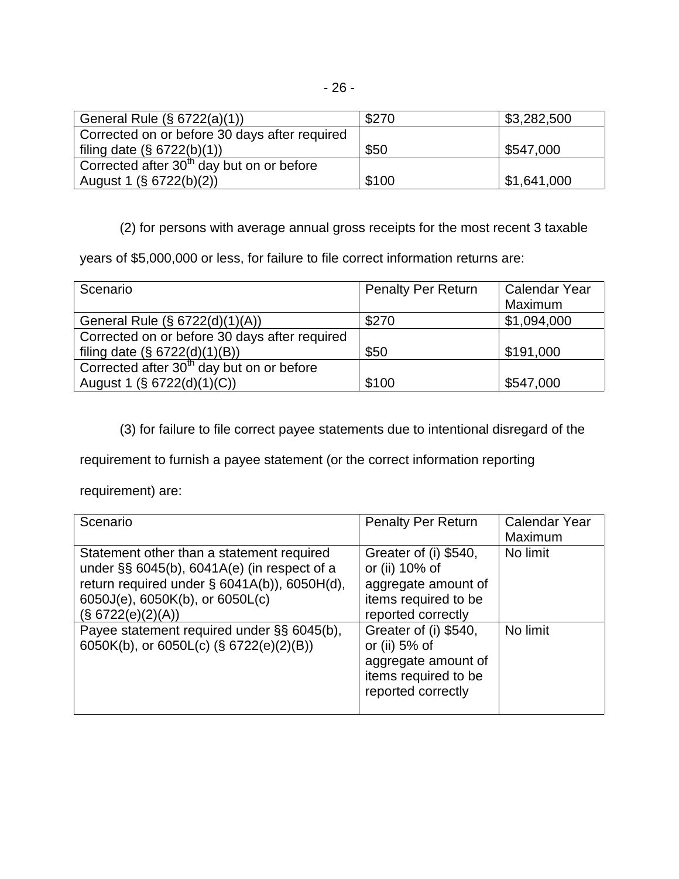| | | |
|---|---|---|
| General Rule (§ 6722(a)(1)) | $270 | $3,282,500 |
| Corrected on or before 30 days after required filing date (§ 6722(b)(1)) | $50 | $547,000 |
| Corrected after 30th day but on or before August 1 (§ 6722(b)(2)) | $100 | $1,641,000 |

(2) for persons with average annual gross receipts for the most recent 3 taxable years of $5,000,000 or less, for failure to file correct information returns are:

| Scenario | Penalty Per Return | Calendar Year Maximum |
|---|---|---|
| General Rule (§ 6722(d)(1)(A)) | $270 | $1,094,000 |
| Corrected on or before 30 days after required filing date (§ 6722(d)(1)(B)) | $50 | $191,000 |
| Corrected after 30th day but on or before August 1 (§ 6722(d)(1)(C)) | $100 | $547,000 |

(3) for failure to file correct payee statements due to intentional disregard of the requirement to furnish a payee statement (or the correct information reporting requirement) are:

| Scenario | Penalty Per Return | Calendar Year Maximum |
|---|---|---|
| Statement other than a statement required under §§ 6045(b), 6041A(e) (in respect of a return required under § 6041A(b)), 6050H(d), 6050J(e), 6050K(b), or 6050L(c) (§ 6722(e)(2)(A)) | Greater of (i) $540, or (ii) 10% of aggregate amount of items required to be reported correctly | No limit |
| Payee statement required under §§ 6045(b), 6050K(b), or 6050L(c) (§ 6722(e)(2)(B)) | Greater of (i) $540, or (ii) 5% of aggregate amount of items required to be reported correctly | No limit |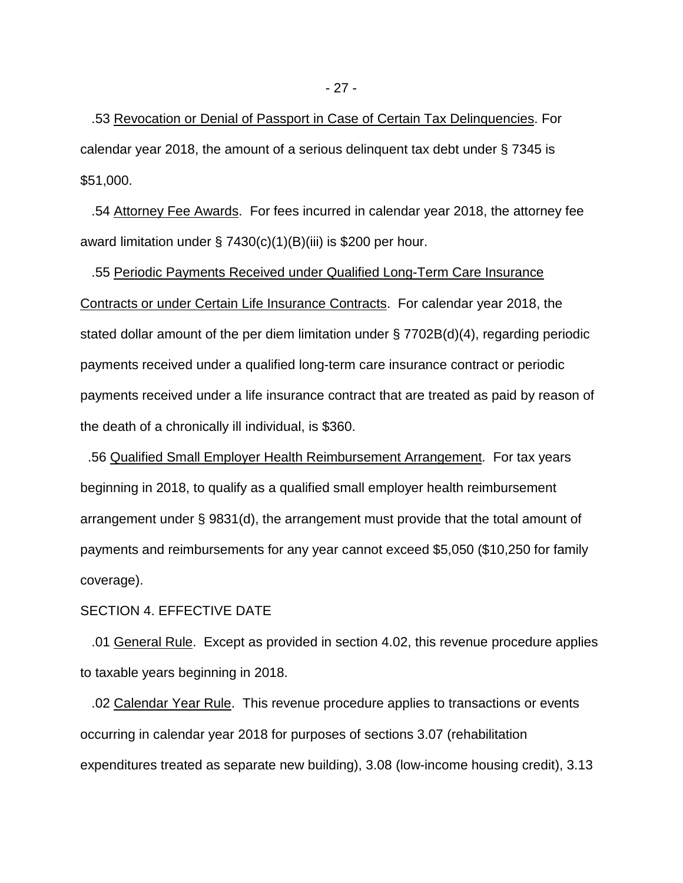.53 Revocation or Denial of Passport in Case of Certain Tax Delinquencies. For calendar year 2018, the amount of a serious delinquent tax debt under § 7345 is $51,000.

.54 Attorney Fee Awards. For fees incurred in calendar year 2018, the attorney fee award limitation under § 7430(c)(1)(B)(iii) is $200 per hour.

.55 Periodic Payments Received under Qualified Long-Term Care Insurance Contracts or under Certain Life Insurance Contracts. For calendar year 2018, the stated dollar amount of the per diem limitation under § 7702B(d)(4), regarding periodic payments received under a qualified long-term care insurance contract or periodic payments received under a life insurance contract that are treated as paid by reason of the death of a chronically ill individual, is $360.

.56 Qualified Small Employer Health Reimbursement Arrangement. For tax years beginning in 2018, to qualify as a qualified small employer health reimbursement arrangement under § 9831(d), the arrangement must provide that the total amount of payments and reimbursements for any year cannot exceed $5,050 ($10,250 for family coverage).

SECTION 4. EFFECTIVE DATE

.01 General Rule. Except as provided in section 4.02, this revenue procedure applies to taxable years beginning in 2018.

.02 Calendar Year Rule. This revenue procedure applies to transactions or events occurring in calendar year 2018 for purposes of sections 3.07 (rehabilitation expenditures treated as separate new building), 3.08 (low-income housing credit), 3.13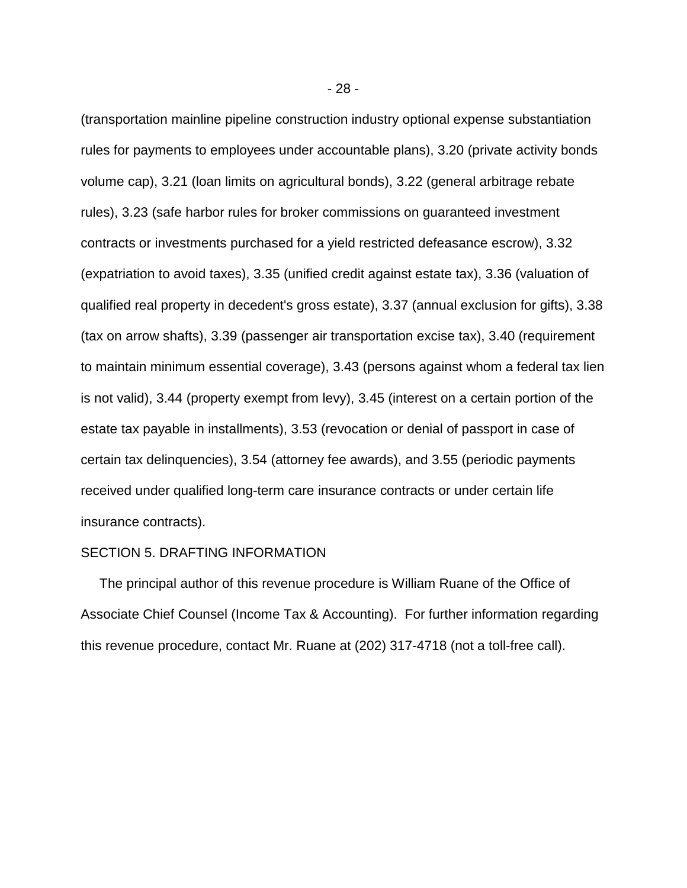(transportation mainline pipeline construction industry optional expense substantiation rules for payments to employees under accountable plans), 3.20 (private activity bonds volume cap), 3.21 (loan limits on agricultural bonds), 3.22 (general arbitrage rebate rules), 3.23 (safe harbor rules for broker commissions on guaranteed investment contracts or investments purchased for a yield restricted defeasance escrow), 3.32 (expatriation to avoid taxes), 3.35 (unified credit against estate tax), 3.36 (valuation of qualified real property in decedent's gross estate), 3.37 (annual exclusion for gifts), 3.38 (tax on arrow shafts), 3.39 (passenger air transportation excise tax), 3.40 (requirement to maintain minimum essential coverage), 3.43 (persons against whom a federal tax lien is not valid), 3.44 (property exempt from levy), 3.45 (interest on a certain portion of the estate tax payable in installments), 3.53 (revocation or denial of passport in case of certain tax delinquencies), 3.54 (attorney fee awards), and 3.55 (periodic payments received under qualified long-term care insurance contracts or under certain life insurance contracts).

## SECTION 5. DRAFTING INFORMATION

The principal author of this revenue procedure is William Ruane of the Office of Associate Chief Counsel (Income Tax & Accounting). For further information regarding this revenue procedure, contact Mr. Ruane at (202) 317-4718 (not a toll-free call).